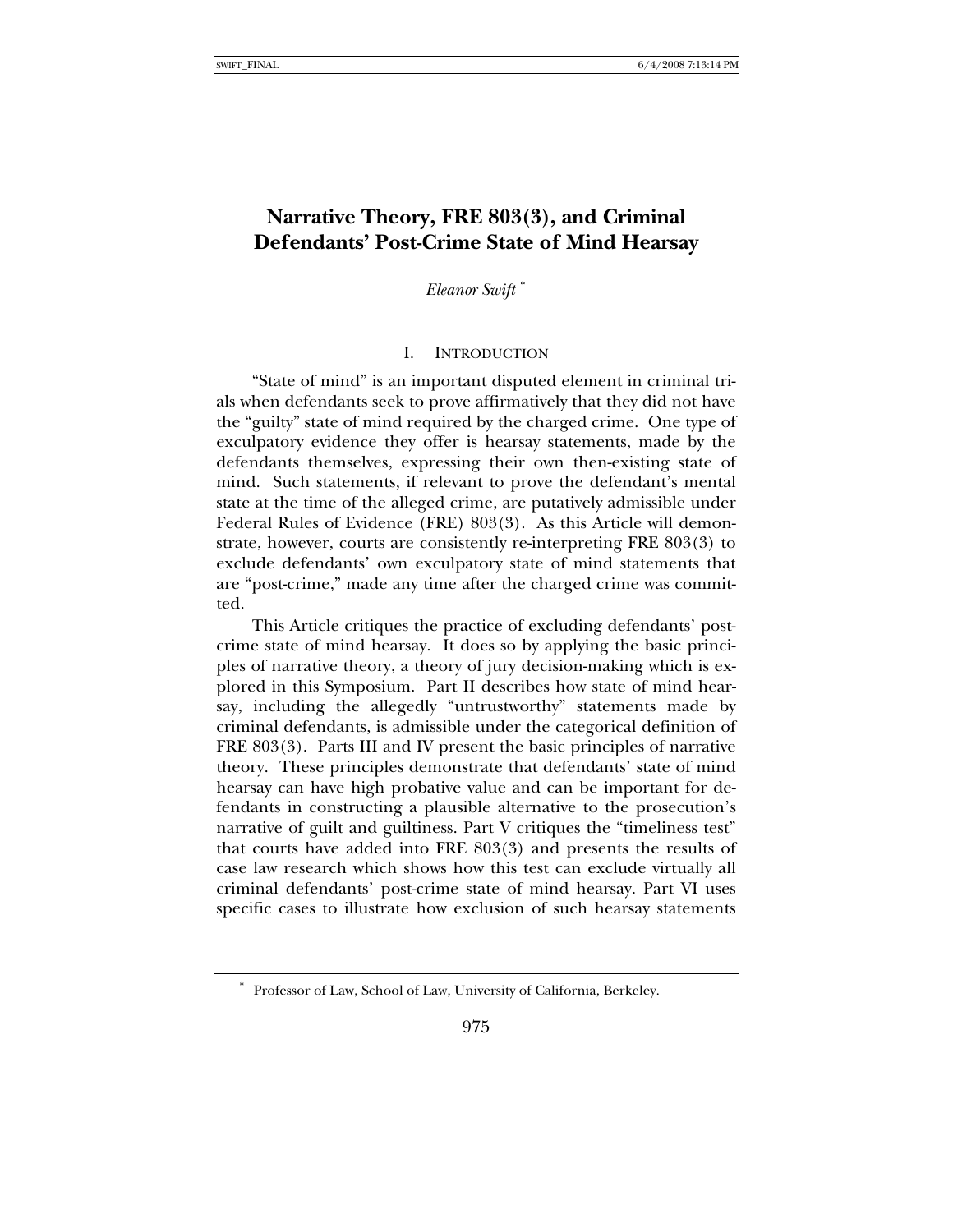# Narrative Theory, FRE 803(3), and Criminal Defendants' Post-Crime State of Mind Hearsay

*Eleanor Swift* [*]

## I. INTRODUCTION

"State of mind" is an important disputed element in criminal trials when defendants seek to prove affirmatively that they did not have the "guilty" state of mind required by the charged crime. One type of exculpatory evidence they offer is hearsay statements, made by the defendants themselves, expressing their own then-existing state of mind. Such statements, if relevant to prove the defendant's mental state at the time of the alleged crime, are putatively admissible under Federal Rules of Evidence (FRE) 803(3). As this Article will demonstrate, however, courts are consistently re-interpreting FRE 803(3) to exclude defendants' own exculpatory state of mind statements that are "post-crime," made any time after the charged crime was committed.

This Article critiques the practice of excluding defendants' post-crime state of mind hearsay. It does so by applying the basic principles of narrative theory, a theory of jury decision-making which is explored in this Symposium. Part II describes how state of mind hearsay, including the allegedly "untrustworthy" statements made by criminal defendants, is admissible under the categorical definition of FRE 803(3). Parts III and IV present the basic principles of narrative theory. These principles demonstrate that defendants' state of mind hearsay can have high probative value and can be important for defendants in constructing a plausible alternative to the prosecution's narrative of guilt and guiltiness. Part V critiques the "timeliness test" that courts have added into FRE 803(3) and presents the results of case law research which shows how this test can exclude virtually all criminal defendants' post-crime state of mind hearsay. Part VI uses specific cases to illustrate how exclusion of such hearsay statements

---

[*] Professor of Law, School of Law, University of California, Berkeley.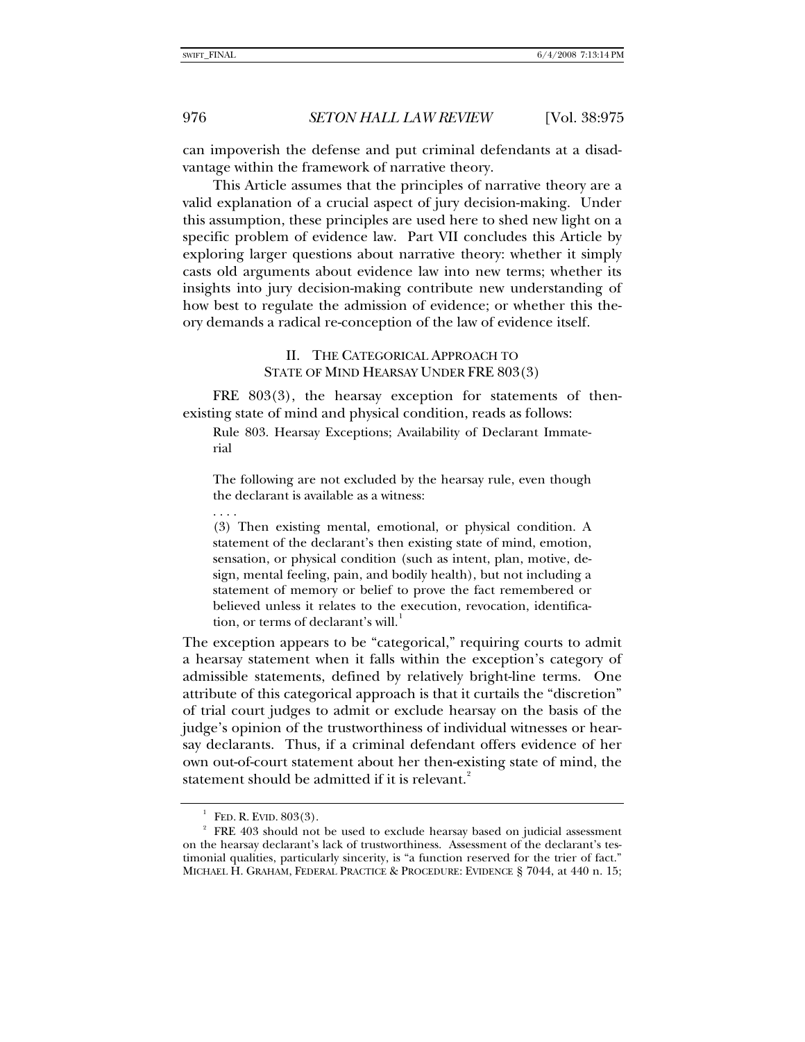can impoverish the defense and put criminal defendants at a disadvantage within the framework of narrative theory.

This Article assumes that the principles of narrative theory are a valid explanation of a crucial aspect of jury decision-making. Under this assumption, these principles are used here to shed new light on a specific problem of evidence law. Part VII concludes this Article by exploring larger questions about narrative theory: whether it simply casts old arguments about evidence law into new terms; whether its insights into jury decision-making contribute new understanding of how best to regulate the admission of evidence; or whether this theory demands a radical re-conception of the law of evidence itself.

## II. THE CATEGORICAL APPROACH TO STATE OF MIND HEARSAY UNDER FRE 803(3)

FRE 803(3), the hearsay exception for statements of then-existing state of mind and physical condition, reads as follows:

> Rule 803. Hearsay Exceptions; Availability of Declarant Immaterial
>
> The following are not excluded by the hearsay rule, even though the declarant is available as a witness:
>
> . . . .
>
> (3) Then existing mental, emotional, or physical condition. A statement of the declarant's then existing state of mind, emotion, sensation, or physical condition (such as intent, plan, motive, design, mental feeling, pain, and bodily health), but not including a statement of memory or belief to prove the fact remembered or believed unless it relates to the execution, revocation, identification, or terms of declarant's will.[1]

The exception appears to be "categorical," requiring courts to admit a hearsay statement when it falls within the exception's category of admissible statements, defined by relatively bright-line terms. One attribute of this categorical approach is that it curtails the "discretion" of trial court judges to admit or exclude hearsay on the basis of the judge's opinion of the trustworthiness of individual witnesses or hearsay declarants. Thus, if a criminal defendant offers evidence of her own out-of-court statement about her then-existing state of mind, the statement should be admitted if it is relevant.[2]

---

[1] FED. R. EVID. 803(3).

[2] FRE 403 should not be used to exclude hearsay based on judicial assessment on the hearsay declarant's lack of trustworthiness. Assessment of the declarant's testimonial qualities, particularly sincerity, is "a function reserved for the trier of fact." MICHAEL H. GRAHAM, FEDERAL PRACTICE & PROCEDURE: EVIDENCE § 7044, at 440 n. 15;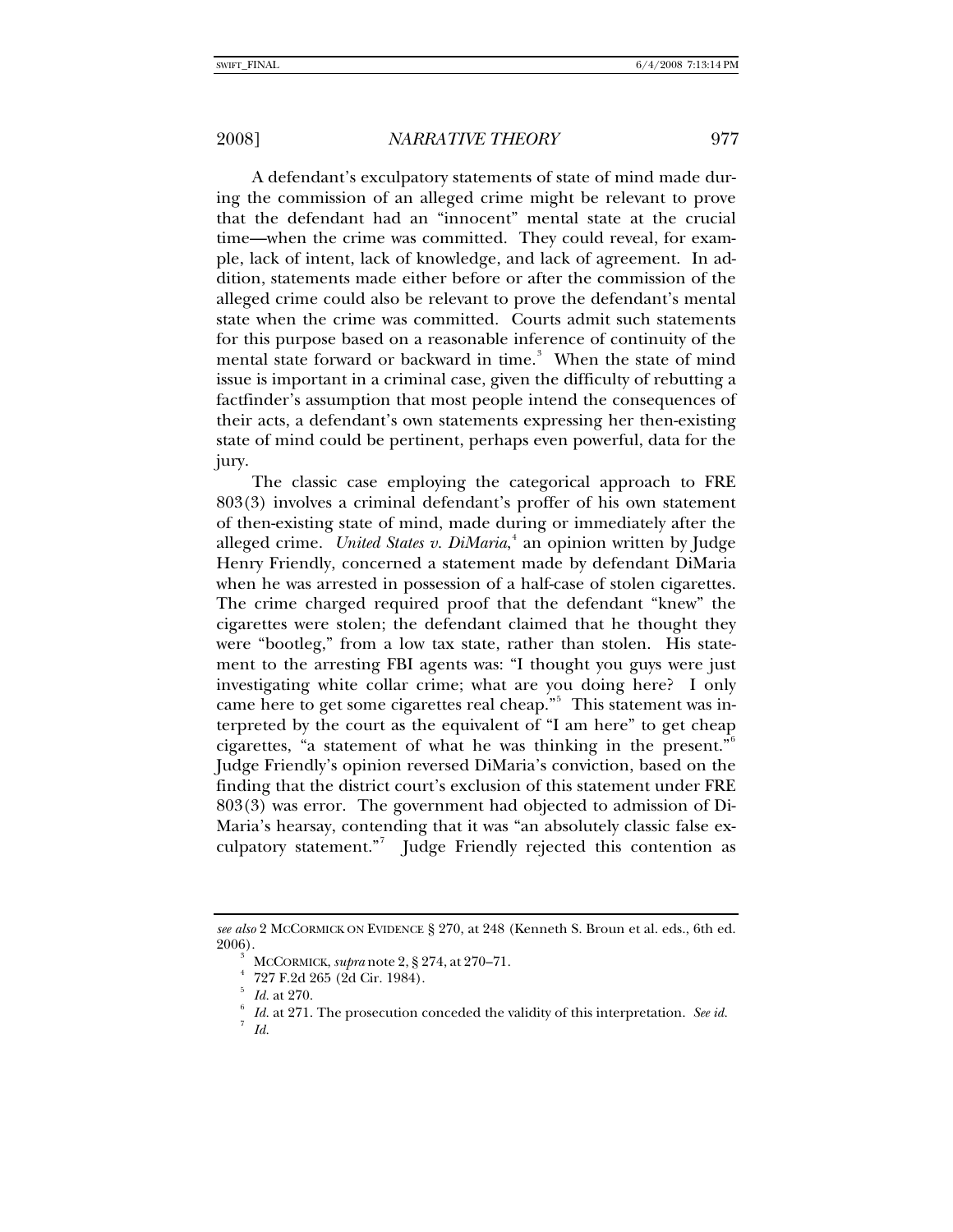A defendant's exculpatory statements of state of mind made during the commission of an alleged crime might be relevant to prove that the defendant had an "innocent" mental state at the crucial time—when the crime was committed. They could reveal, for example, lack of intent, lack of knowledge, and lack of agreement. In addition, statements made either before or after the commission of the alleged crime could also be relevant to prove the defendant's mental state when the crime was committed. Courts admit such statements for this purpose based on a reasonable inference of continuity of the mental state forward or backward in time.[3] When the state of mind issue is important in a criminal case, given the difficulty of rebutting a factfinder's assumption that most people intend the consequences of their acts, a defendant's own statements expressing her then-existing state of mind could be pertinent, perhaps even powerful, data for the jury.

The classic case employing the categorical approach to FRE 803(3) involves a criminal defendant's proffer of his own statement of then-existing state of mind, made during or immediately after the alleged crime. *United States v. DiMaria*,[4] an opinion written by Judge Henry Friendly, concerned a statement made by defendant DiMaria when he was arrested in possession of a half-case of stolen cigarettes. The crime charged required proof that the defendant "knew" the cigarettes were stolen; the defendant claimed that he thought they were "bootleg," from a low tax state, rather than stolen. His statement to the arresting FBI agents was: "I thought you guys were just investigating white collar crime; what are you doing here? I only came here to get some cigarettes real cheap."[5] This statement was interpreted by the court as the equivalent of "I am here" to get cheap cigarettes, "a statement of what he was thinking in the present."[6] Judge Friendly's opinion reversed DiMaria's conviction, based on the finding that the district court's exclusion of this statement under FRE 803(3) was error. The government had objected to admission of DiMaria's hearsay, contending that it was "an absolutely classic false exculpatory statement."[7] Judge Friendly rejected this contention as

---

*see also* 2 MCCORMICK ON EVIDENCE § 270, at 248 (Kenneth S. Broun et al. eds., 6th ed. 2006).

[3] MCCORMICK, *supra* note 2, § 274, at 270–71.

[4] 727 F.2d 265 (2d Cir. 1984).

[5] *Id.* at 270.

[6] *Id.* at 271. The prosecution conceded the validity of this interpretation. *See id.*

[7] *Id.*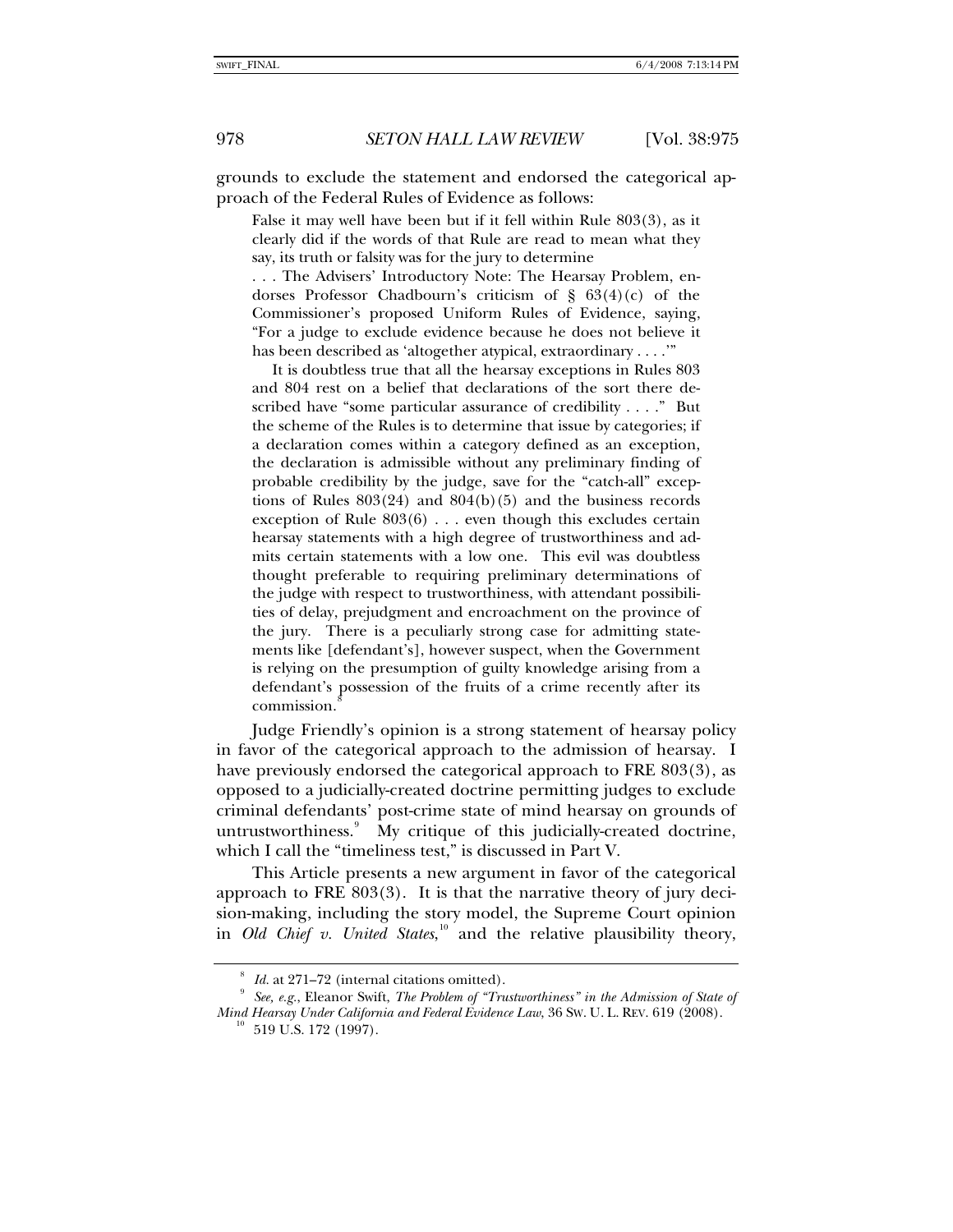grounds to exclude the statement and endorsed the categorical approach of the Federal Rules of Evidence as follows:

> False it may well have been but if it fell within Rule 803(3), as it clearly did if the words of that Rule are read to mean what they say, its truth or falsity was for the jury to determine
>
> . . . The Advisers' Introductory Note: The Hearsay Problem, endorses Professor Chadbourn's criticism of § 63(4)(c) of the Commissioner's proposed Uniform Rules of Evidence, saying, "For a judge to exclude evidence because he does not believe it has been described as 'altogether atypical, extraordinary . . . .'"
>
> It is doubtless true that all the hearsay exceptions in Rules 803 and 804 rest on a belief that declarations of the sort there described have "some particular assurance of credibility . . . ." But the scheme of the Rules is to determine that issue by categories; if a declaration comes within a category defined as an exception, the declaration is admissible without any preliminary finding of probable credibility by the judge, save for the "catch-all" exceptions of Rules 803(24) and 804(b)(5) and the business records exception of Rule 803(6) . . . even though this excludes certain hearsay statements with a high degree of trustworthiness and admits certain statements with a low one. This evil was doubtless thought preferable to requiring preliminary determinations of the judge with respect to trustworthiness, with attendant possibilities of delay, prejudgment and encroachment on the province of the jury. There is a peculiarly strong case for admitting statements like [defendant's], however suspect, when the Government is relying on the presumption of guilty knowledge arising from a defendant's possession of the fruits of a crime recently after its commission.[8]

Judge Friendly's opinion is a strong statement of hearsay policy in favor of the categorical approach to the admission of hearsay. I have previously endorsed the categorical approach to FRE 803(3), as opposed to a judicially-created doctrine permitting judges to exclude criminal defendants' post-crime state of mind hearsay on grounds of untrustworthiness.[9] My critique of this judicially-created doctrine, which I call the "timeliness test," is discussed in Part V.

This Article presents a new argument in favor of the categorical approach to FRE 803(3). It is that the narrative theory of jury decision-making, including the story model, the Supreme Court opinion in *Old Chief v. United States*,[10] and the relative plausibility theory,

---

[8] *Id.* at 271–72 (internal citations omitted).

[9] *See, e.g.*, Eleanor Swift, *The Problem of "Trustworthiness" in the Admission of State of Mind Hearsay Under California and Federal Evidence Law*, 36 SW. U. L. REV. 619 (2008).

[10] 519 U.S. 172 (1997).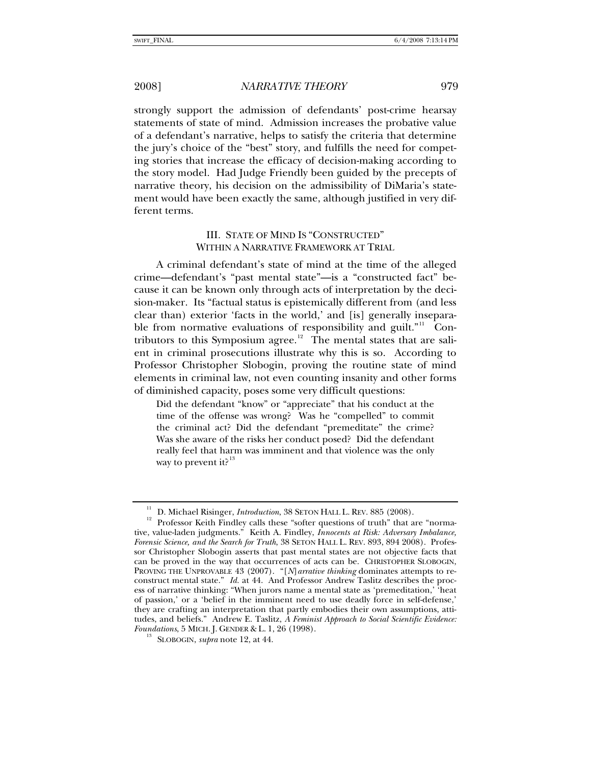strongly support the admission of defendants' post-crime hearsay statements of state of mind. Admission increases the probative value of a defendant's narrative, helps to satisfy the criteria that determine the jury's choice of the "best" story, and fulfills the need for competing stories that increase the efficacy of decision-making according to the story model. Had Judge Friendly been guided by the precepts of narrative theory, his decision on the admissibility of DiMaria's statement would have been exactly the same, although justified in very different terms.

## III. STATE OF MIND IS "CONSTRUCTED" WITHIN A NARRATIVE FRAMEWORK AT TRIAL

A criminal defendant's state of mind at the time of the alleged crime—defendant's "past mental state"—is a "constructed fact" because it can be known only through acts of interpretation by the decision-maker. Its "factual status is epistemically different from (and less clear than) exterior 'facts in the world,' and [is] generally inseparable from normative evaluations of responsibility and guilt."[11] Contributors to this Symposium agree.[12] The mental states that are salient in criminal prosecutions illustrate why this is so. According to Professor Christopher Slobogin, proving the routine state of mind elements in criminal law, not even counting insanity and other forms of diminished capacity, poses some very difficult questions:

> Did the defendant "know" or "appreciate" that his conduct at the time of the offense was wrong? Was he "compelled" to commit the criminal act? Did the defendant "premeditate" the crime? Was she aware of the risks her conduct posed? Did the defendant really feel that harm was imminent and that violence was the only way to prevent it?[13]

---

[11] D. Michael Risinger, *Introduction*, 38 SETON HALL L. REV. 885 (2008).

[12] Professor Keith Findley calls these "softer questions of truth" that are "normative, value-laden judgments." Keith A. Findley, *Innocents at Risk: Adversary Imbalance, Forensic Science, and the Search for Truth*, 38 SETON HALL L. REV. 893, 894 2008). Professor Christopher Slobogin asserts that past mental states are not objective facts that can be proved in the way that occurrences of acts can be. CHRISTOPHER SLOBOGIN, PROVING THE UNPROVABLE 43 (2007). "[*N*]*arrative thinking* dominates attempts to reconstruct mental state." *Id.* at 44. And Professor Andrew Taslitz describes the process of narrative thinking: "When jurors name a mental state as 'premeditation,' 'heat of passion,' or a 'belief in the imminent need to use deadly force in self-defense,' they are crafting an interpretation that partly embodies their own assumptions, attitudes, and beliefs." Andrew E. Taslitz, *A Feminist Approach to Social Scientific Evidence: Foundations*, 5 MICH. J. GENDER & L. 1, 26 (1998).

[13] SLOBOGIN, *supra* note 12, at 44.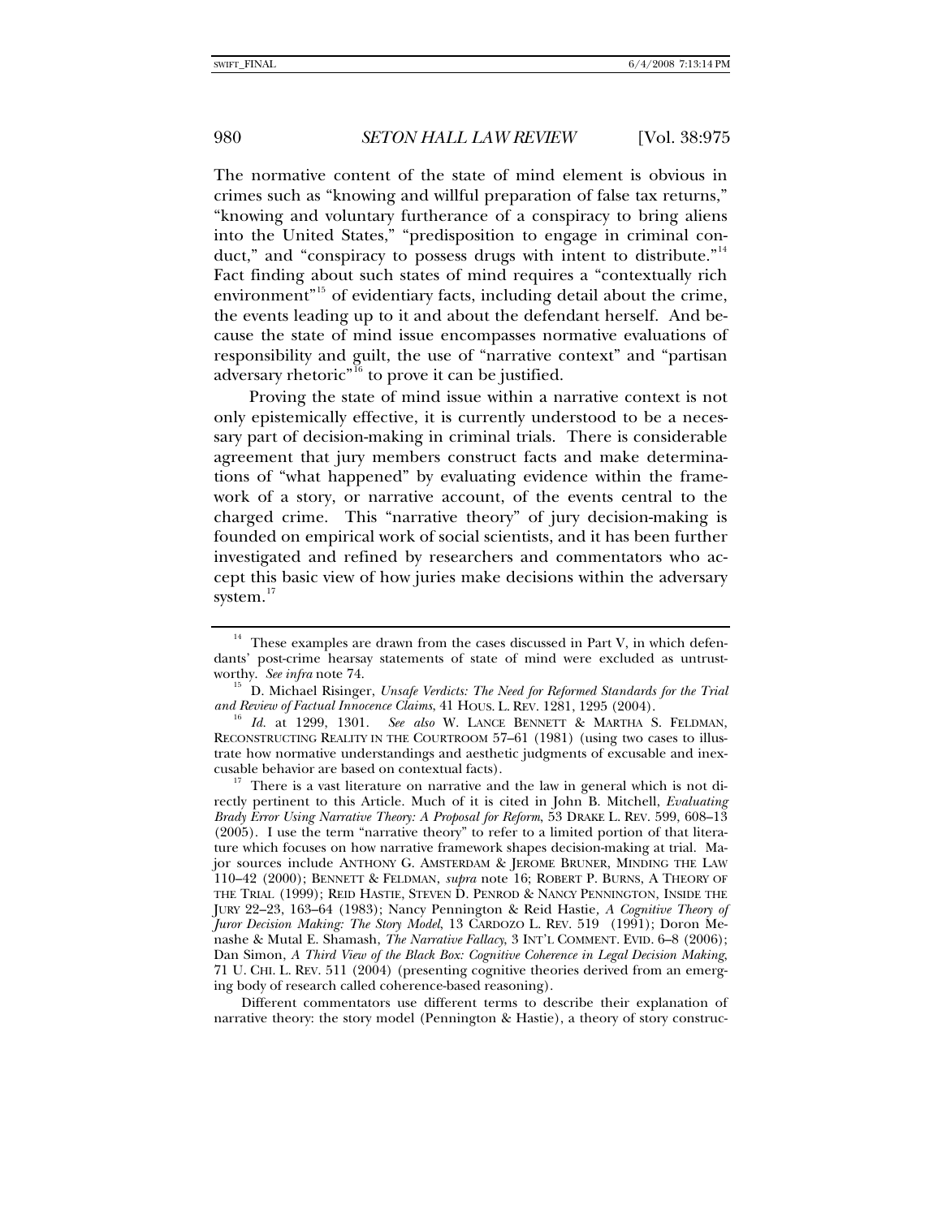The normative content of the state of mind element is obvious in crimes such as "knowing and willful preparation of false tax returns," "knowing and voluntary furtherance of a conspiracy to bring aliens into the United States," "predisposition to engage in criminal conduct," and "conspiracy to possess drugs with intent to distribute."[14] Fact finding about such states of mind requires a "contextually rich environment"[15] of evidentiary facts, including detail about the crime, the events leading up to it and about the defendant herself. And because the state of mind issue encompasses normative evaluations of responsibility and guilt, the use of "narrative context" and "partisan adversary rhetoric"[16] to prove it can be justified.

Proving the state of mind issue within a narrative context is not only epistemically effective, it is currently understood to be a necessary part of decision-making in criminal trials. There is considerable agreement that jury members construct facts and make determinations of "what happened" by evaluating evidence within the framework of a story, or narrative account, of the events central to the charged crime. This "narrative theory" of jury decision-making is founded on empirical work of social scientists, and it has been further investigated and refined by researchers and commentators who accept this basic view of how juries make decisions within the adversary system.[17]

---

[14] These examples are drawn from the cases discussed in Part V, in which defendants' post-crime hearsay statements of state of mind were excluded as untrustworthy. *See infra* note 74.

[15] D. Michael Risinger, *Unsafe Verdicts: The Need for Reformed Standards for the Trial and Review of Factual Innocence Claims*, 41 HOUS. L. REV. 1281, 1295 (2004).

[16] *Id.* at 1299, 1301. *See also* W. LANCE BENNETT & MARTHA S. FELDMAN, RECONSTRUCTING REALITY IN THE COURTROOM 57–61 (1981) (using two cases to illustrate how normative understandings and aesthetic judgments of excusable and inexcusable behavior are based on contextual facts).

[17] There is a vast literature on narrative and the law in general which is not directly pertinent to this Article. Much of it is cited in John B. Mitchell, *Evaluating Brady Error Using Narrative Theory: A Proposal for Reform*, 53 DRAKE L. REV. 599, 608–13 (2005). I use the term "narrative theory" to refer to a limited portion of that literature which focuses on how narrative framework shapes decision-making at trial. Major sources include ANTHONY G. AMSTERDAM & JEROME BRUNER, MINDING THE LAW 110–42 (2000); BENNETT & FELDMAN, *supra* note 16; ROBERT P. BURNS, A THEORY OF THE TRIAL (1999); REID HASTIE, STEVEN D. PENROD & NANCY PENNINGTON, INSIDE THE JURY 22–23, 163–64 (1983); Nancy Pennington & Reid Hastie, *A Cognitive Theory of Juror Decision Making: The Story Model*, 13 CARDOZO L. REV. 519 (1991); Doron Menashe & Mutal E. Shamash, *The Narrative Fallacy*, 3 INT'L COMMENT. EVID. 6–8 (2006); Dan Simon, *A Third View of the Black Box: Cognitive Coherence in Legal Decision Making*, 71 U. CHI. L. REV. 511 (2004) (presenting cognitive theories derived from an emerging body of research called coherence-based reasoning).

Different commentators use different terms to describe their explanation of narrative theory: the story model (Pennington & Hastie), a theory of story construc-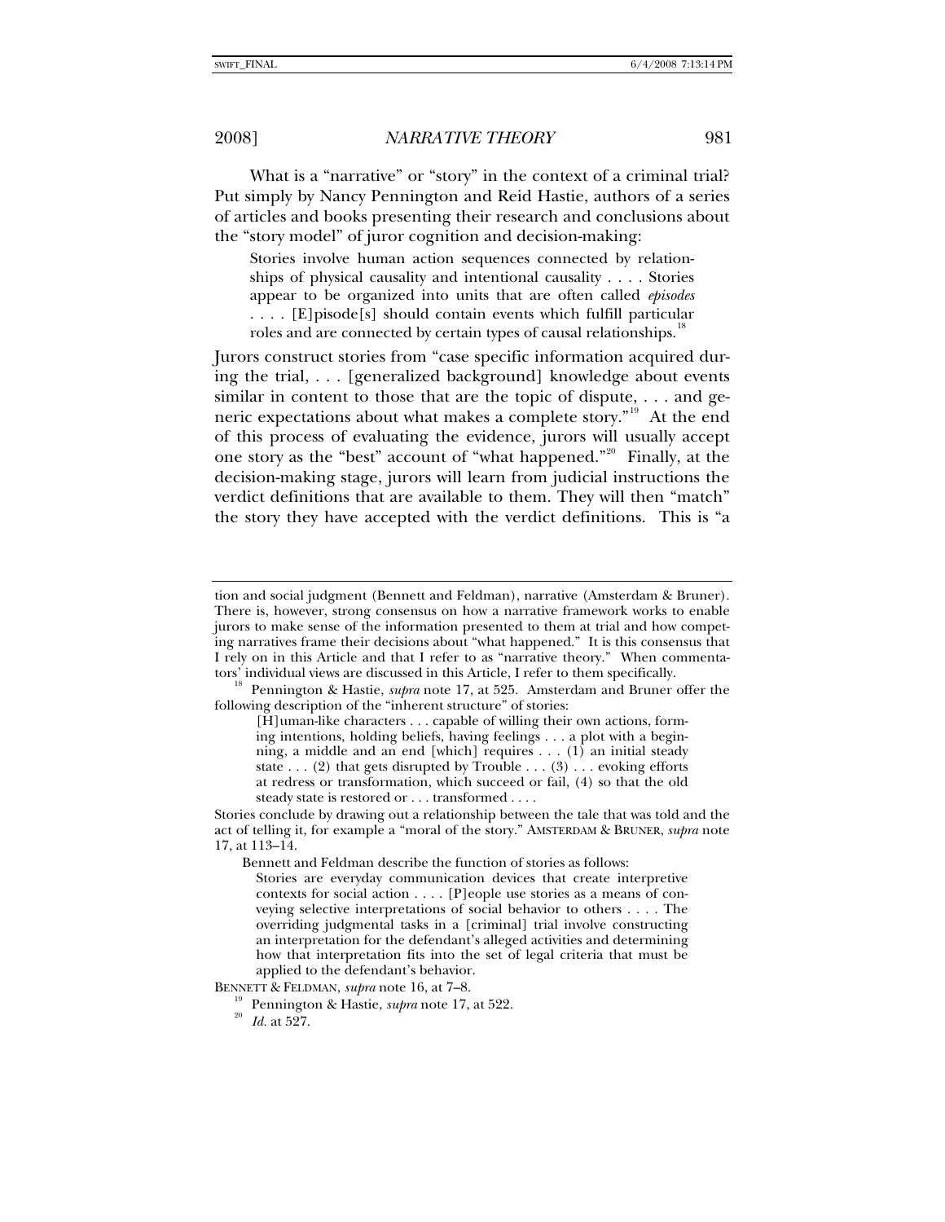What is a "narrative" or "story" in the context of a criminal trial? Put simply by Nancy Pennington and Reid Hastie, authors of a series of articles and books presenting their research and conclusions about the "story model" of juror cognition and decision-making:

> Stories involve human action sequences connected by relationships of physical causality and intentional causality . . . . Stories appear to be organized into units that are often called *episodes* . . . . [E]pisode[s] should contain events which fulfill particular roles and are connected by certain types of causal relationships.[18]

Jurors construct stories from "case specific information acquired during the trial, . . . [generalized background] knowledge about events similar in content to those that are the topic of dispute, . . . and generic expectations about what makes a complete story."[19] At the end of this process of evaluating the evidence, jurors will usually accept one story as the "best" account of "what happened."[20] Finally, at the decision-making stage, jurors will learn from judicial instructions the verdict definitions that are available to them. They will then "match" the story they have accepted with the verdict definitions. This is "a

---

tion and social judgment (Bennett and Feldman), narrative (Amsterdam & Bruner). There is, however, strong consensus on how a narrative framework works to enable jurors to make sense of the information presented to them at trial and how competing narratives frame their decisions about "what happened." It is this consensus that I rely on in this Article and that I refer to as "narrative theory." When commentators' individual views are discussed in this Article, I refer to them specifically.

[18] Pennington & Hastie, *supra* note 17, at 525. Amsterdam and Bruner offer the following description of the "inherent structure" of stories:

> [H]uman-like characters . . . capable of willing their own actions, forming intentions, holding beliefs, having feelings . . . a plot with a beginning, a middle and an end [which] requires . . . (1) an initial steady state . . . (2) that gets disrupted by Trouble . . . (3) . . . evoking efforts at redress or transformation, which succeed or fail, (4) so that the old steady state is restored or . . . transformed . . . .

Stories conclude by drawing out a relationship between the tale that was told and the act of telling it, for example a "moral of the story." AMSTERDAM & BRUNER, *supra* note 17, at 113–14.

Bennett and Feldman describe the function of stories as follows:

> Stories are everyday communication devices that create interpretive contexts for social action . . . . [P]eople use stories as a means of conveying selective interpretations of social behavior to others . . . . The overriding judgmental tasks in a [criminal] trial involve constructing an interpretation for the defendant's alleged activities and determining how that interpretation fits into the set of legal criteria that must be applied to the defendant's behavior.

BENNETT & FELDMAN, *supra* note 16, at 7–8.

[19] Pennington & Hastie, *supra* note 17, at 522.

[20] *Id.* at 527.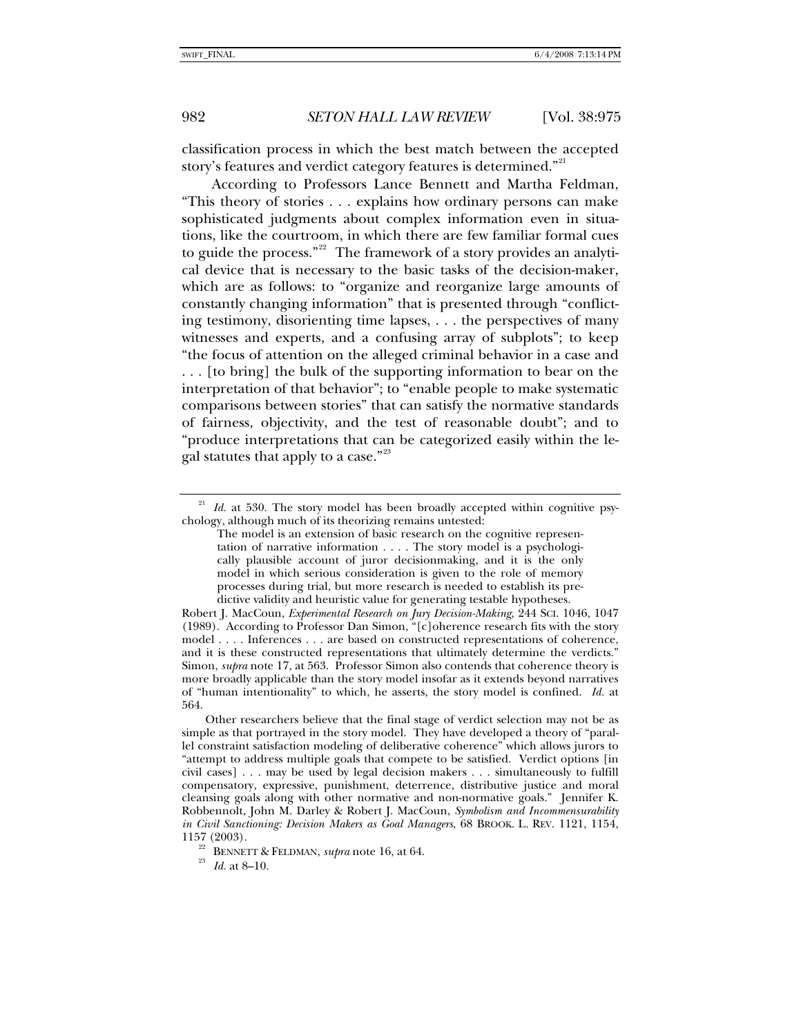classification process in which the best match between the accepted story's features and verdict category features is determined."[21]

According to Professors Lance Bennett and Martha Feldman, "This theory of stories . . . explains how ordinary persons can make sophisticated judgments about complex information even in situations, like the courtroom, in which there are few familiar formal cues to guide the process."[22] The framework of a story provides an analytical device that is necessary to the basic tasks of the decision-maker, which are as follows: to "organize and reorganize large amounts of constantly changing information" that is presented through "conflicting testimony, disorienting time lapses, . . . the perspectives of many witnesses and experts, and a confusing array of subplots"; to keep "the focus of attention on the alleged criminal behavior in a case and . . . [to bring] the bulk of the supporting information to bear on the interpretation of that behavior"; to "enable people to make systematic comparisons between stories" that can satisfy the normative standards of fairness, objectivity, and the test of reasonable doubt"; and to "produce interpretations that can be categorized easily within the legal statutes that apply to a case."[23]

---

[21] *Id.* at 530. The story model has been broadly accepted within cognitive psychology, although much of its theorizing remains untested:

> The model is an extension of basic research on the cognitive representation of narrative information . . . . The story model is a psychologically plausible account of juror decisionmaking, and it is the only model in which serious consideration is given to the role of memory processes during trial, but more research is needed to establish its predictive validity and heuristic value for generating testable hypotheses.

Robert J. MacCoun, *Experimental Research on Jury Decision-Making*, 244 SCI. 1046, 1047 (1989). According to Professor Dan Simon, "[c]oherence research fits with the story model . . . . Inferences . . . are based on constructed representations of coherence, and it is these constructed representations that ultimately determine the verdicts." Simon, *supra* note 17, at 563. Professor Simon also contends that coherence theory is more broadly applicable than the story model insofar as it extends beyond narratives of "human intentionality" to which, he asserts, the story model is confined. *Id.* at 564.

Other researchers believe that the final stage of verdict selection may not be as simple as that portrayed in the story model. They have developed a theory of "parallel constraint satisfaction modeling of deliberative coherence" which allows jurors to "attempt to address multiple goals that compete to be satisfied. Verdict options [in civil cases] . . . may be used by legal decision makers . . . simultaneously to fulfill compensatory, expressive, punishment, deterrence, distributive justice and moral cleansing goals along with other normative and non-normative goals." Jennifer K. Robbennolt, John M. Darley & Robert J. MacCoun, *Symbolism and Incommensurability in Civil Sanctioning: Decision Makers as Goal Managers*, 68 BROOK. L. REV. 1121, 1154, 1157 (2003).

[22] BENNETT & FELDMAN, *supra* note 16, at 64.

[23] *Id.* at 8–10.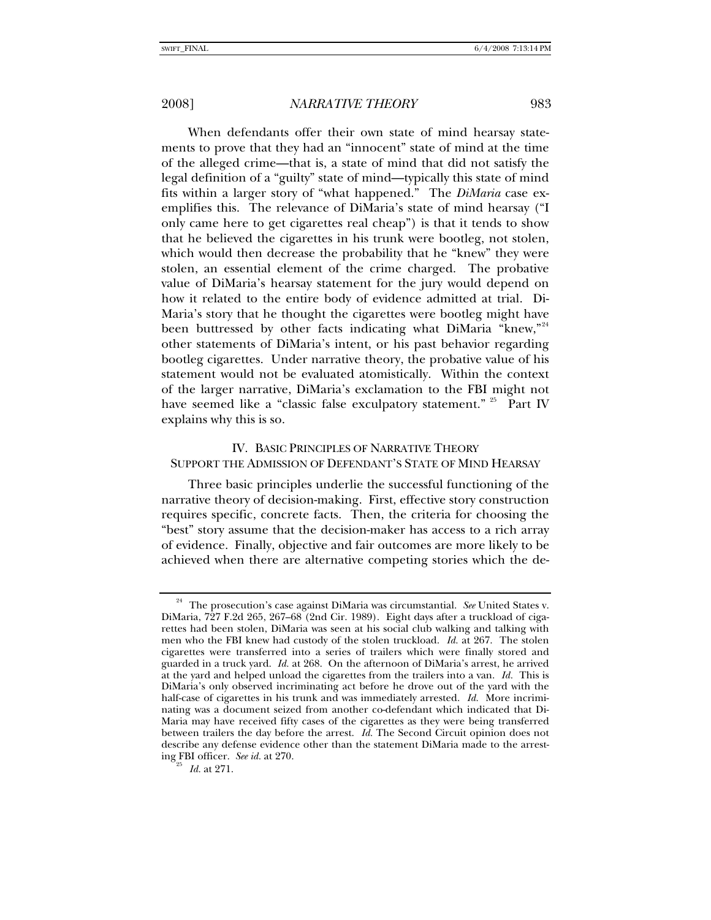When defendants offer their own state of mind hearsay statements to prove that they had an "innocent" state of mind at the time of the alleged crime—that is, a state of mind that did not satisfy the legal definition of a "guilty" state of mind—typically this state of mind fits within a larger story of "what happened." The *DiMaria* case exemplifies this. The relevance of DiMaria's state of mind hearsay ("I only came here to get cigarettes real cheap") is that it tends to show that he believed the cigarettes in his trunk were bootleg, not stolen, which would then decrease the probability that he "knew" they were stolen, an essential element of the crime charged. The probative value of DiMaria's hearsay statement for the jury would depend on how it related to the entire body of evidence admitted at trial. DiMaria's story that he thought the cigarettes were bootleg might have been buttressed by other facts indicating what DiMaria "knew,"[24] other statements of DiMaria's intent, or his past behavior regarding bootleg cigarettes. Under narrative theory, the probative value of his statement would not be evaluated atomistically. Within the context of the larger narrative, DiMaria's exclamation to the FBI might not have seemed like a "classic false exculpatory statement."[25] Part IV explains why this is so.

## IV. Basic Principles of Narrative Theory Support the Admission of Defendant's State of Mind Hearsay

Three basic principles underlie the successful functioning of the narrative theory of decision-making. First, effective story construction requires specific, concrete facts. Then, the criteria for choosing the "best" story assume that the decision-maker has access to a rich array of evidence. Finally, objective and fair outcomes are more likely to be achieved when there are alternative competing stories which the de-

---

[24] The prosecution's case against DiMaria was circumstantial. *See* United States v. DiMaria, 727 F.2d 265, 267–68 (2nd Cir. 1989). Eight days after a truckload of cigarettes had been stolen, DiMaria was seen at his social club walking and talking with men who the FBI knew had custody of the stolen truckload. *Id.* at 267. The stolen cigarettes were transferred into a series of trailers which were finally stored and guarded in a truck yard. *Id.* at 268. On the afternoon of DiMaria's arrest, he arrived at the yard and helped unload the cigarettes from the trailers into a van. *Id.* This is DiMaria's only observed incriminating act before he drove out of the yard with the half-case of cigarettes in his trunk and was immediately arrested. *Id.* More incriminating was a document seized from another co-defendant which indicated that DiMaria may have received fifty cases of the cigarettes as they were being transferred between trailers the day before the arrest. *Id.* The Second Circuit opinion does not describe any defense evidence other than the statement DiMaria made to the arresting FBI officer. *See id.* at 270.

[25] *Id.* at 271.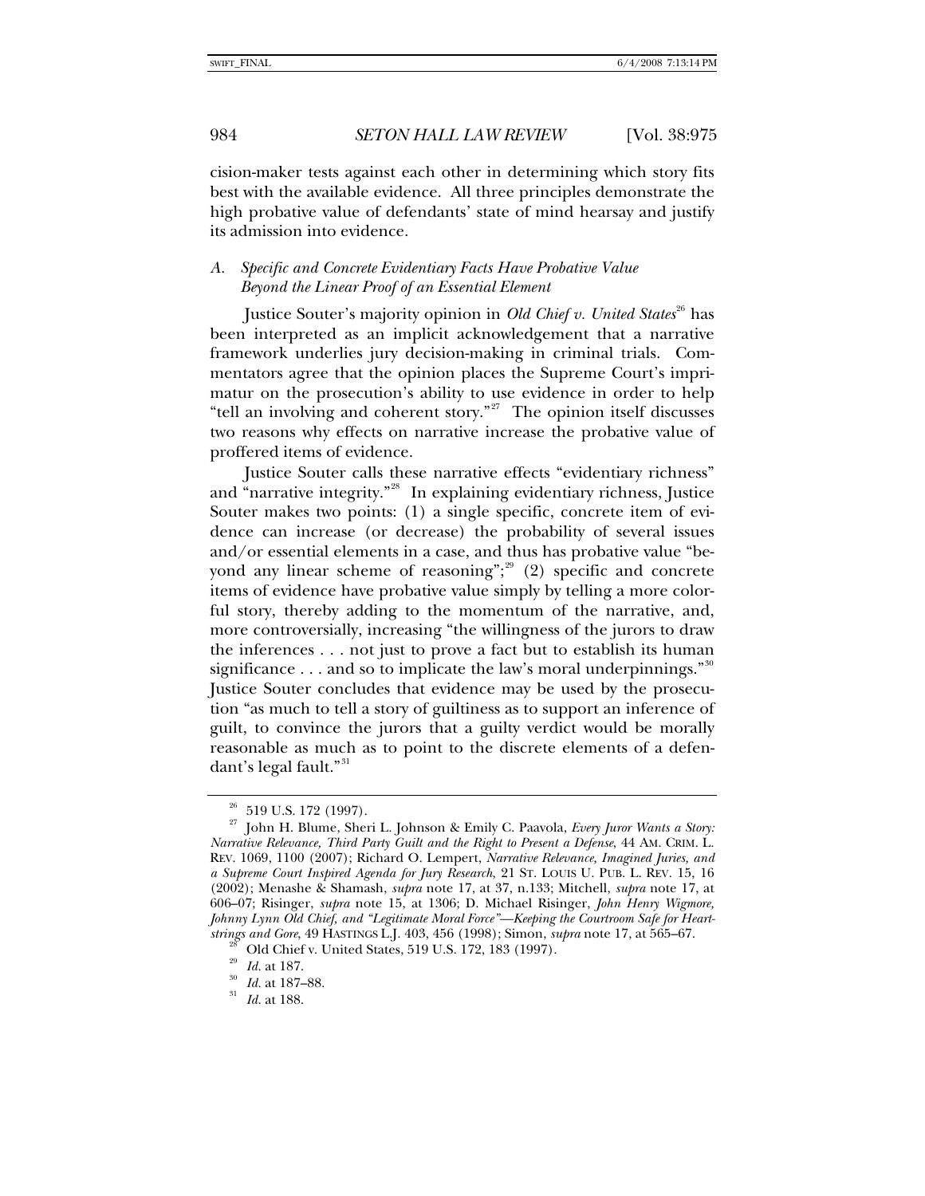cision-maker tests against each other in determining which story fits best with the available evidence. All three principles demonstrate the high probative value of defendants' state of mind hearsay and justify its admission into evidence.

### A. *Specific and Concrete Evidentiary Facts Have Probative Value Beyond the Linear Proof of an Essential Element*

Justice Souter's majority opinion in *Old Chief v. United States*[26] has been interpreted as an implicit acknowledgement that a narrative framework underlies jury decision-making in criminal trials. Commentators agree that the opinion places the Supreme Court's imprimatur on the prosecution's ability to use evidence in order to help "tell an involving and coherent story."[27] The opinion itself discusses two reasons why effects on narrative increase the probative value of proffered items of evidence.

Justice Souter calls these narrative effects "evidentiary richness" and "narrative integrity."[28] In explaining evidentiary richness, Justice Souter makes two points: (1) a single specific, concrete item of evidence can increase (or decrease) the probability of several issues and/or essential elements in a case, and thus has probative value "beyond any linear scheme of reasoning";[29] (2) specific and concrete items of evidence have probative value simply by telling a more colorful story, thereby adding to the momentum of the narrative, and, more controversially, increasing "the willingness of the jurors to draw the inferences . . . not just to prove a fact but to establish its human significance . . . and so to implicate the law's moral underpinnings."[30] Justice Souter concludes that evidence may be used by the prosecution "as much to tell a story of guiltiness as to support an inference of guilt, to convince the jurors that a guilty verdict would be morally reasonable as much as to point to the discrete elements of a defendant's legal fault."[31]

---

[26] 519 U.S. 172 (1997).

[27] John H. Blume, Sheri L. Johnson & Emily C. Paavola, *Every Juror Wants a Story: Narrative Relevance, Third Party Guilt and the Right to Present a Defense*, 44 AM. CRIM. L. REV. 1069, 1100 (2007); Richard O. Lempert, *Narrative Relevance, Imagined Juries, and a Supreme Court Inspired Agenda for Jury Research*, 21 ST. LOUIS U. PUB. L. REV. 15, 16 (2002); Menashe & Shamash, *supra* note 17, at 37, n.133; Mitchell, *supra* note 17, at 606–07; Risinger, *supra* note 15, at 1306; D. Michael Risinger, *John Henry Wigmore, Johnny Lynn Old Chief, and "Legitimate Moral Force"—Keeping the Courtroom Safe for Heartstrings and Gore*, 49 HASTINGS L.J. 403, 456 (1998); Simon, *supra* note 17, at 565–67.

[28] Old Chief v. United States, 519 U.S. 172, 183 (1997).

[29] *Id.* at 187.

[30] *Id.* at 187–88.

[31] *Id.* at 188.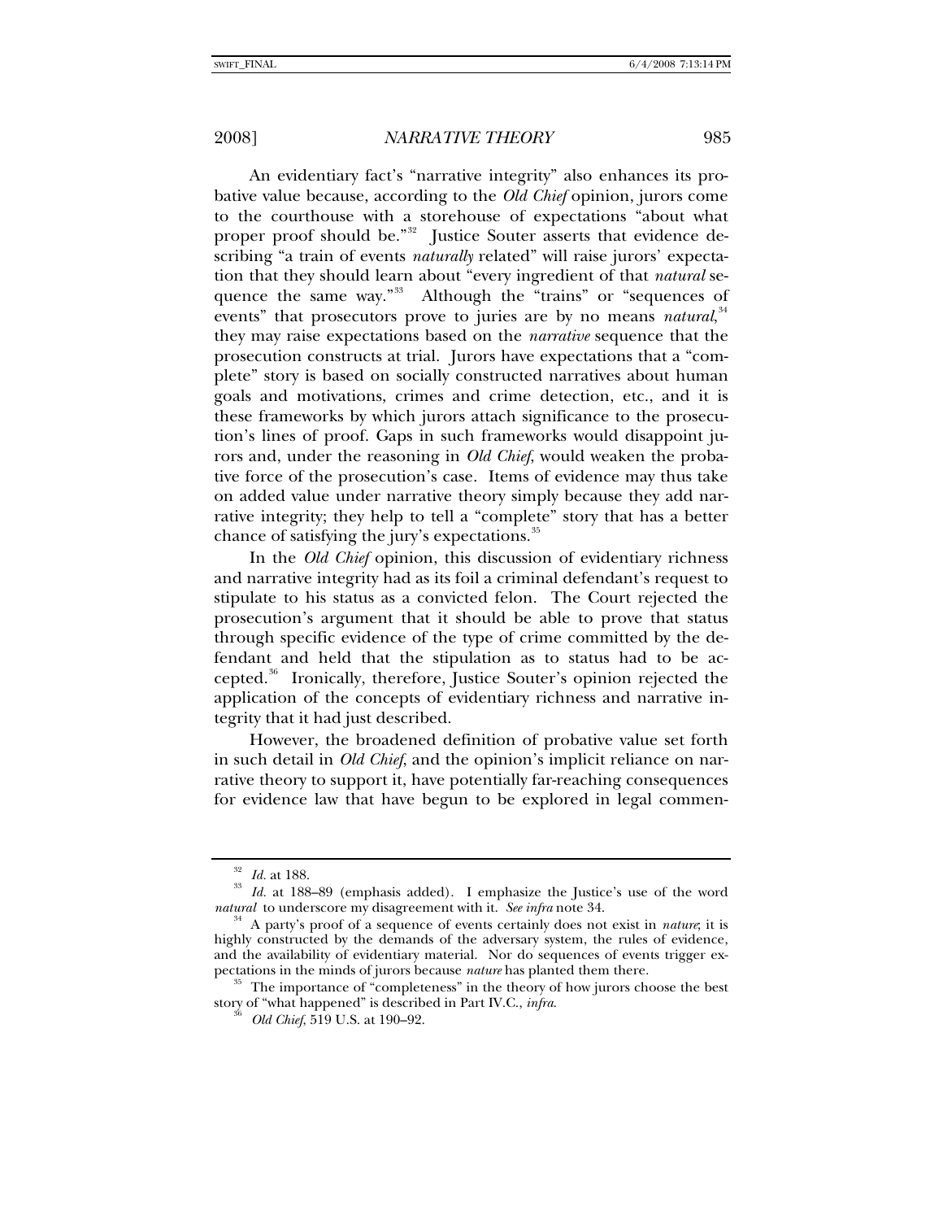An evidentiary fact's "narrative integrity" also enhances its probative value because, according to the *Old Chief* opinion, jurors come to the courthouse with a storehouse of expectations "about what proper proof should be."[32] Justice Souter asserts that evidence describing "a train of events *naturally* related" will raise jurors' expectation that they should learn about "every ingredient of that *natural* sequence the same way."[33] Although the "trains" or "sequences of events" that prosecutors prove to juries are by no means *natural*,[34] they may raise expectations based on the *narrative* sequence that the prosecution constructs at trial. Jurors have expectations that a "complete" story is based on socially constructed narratives about human goals and motivations, crimes and crime detection, etc., and it is these frameworks by which jurors attach significance to the prosecution's lines of proof. Gaps in such frameworks would disappoint jurors and, under the reasoning in *Old Chief*, would weaken the probative force of the prosecution's case. Items of evidence may thus take on added value under narrative theory simply because they add narrative integrity; they help to tell a "complete" story that has a better chance of satisfying the jury's expectations.[35]

In the *Old Chief* opinion, this discussion of evidentiary richness and narrative integrity had as its foil a criminal defendant's request to stipulate to his status as a convicted felon. The Court rejected the prosecution's argument that it should be able to prove that status through specific evidence of the type of crime committed by the defendant and held that the stipulation as to status had to be accepted.[36] Ironically, therefore, Justice Souter's opinion rejected the application of the concepts of evidentiary richness and narrative integrity that it had just described.

However, the broadened definition of probative value set forth in such detail in *Old Chief*, and the opinion's implicit reliance on narrative theory to support it, have potentially far-reaching consequences for evidence law that have begun to be explored in legal commen-

---

[32] *Id.* at 188.

[33] *Id.* at 188–89 (emphasis added). I emphasize the Justice's use of the word *natural* to underscore my disagreement with it. *See infra* note 34.

[34] A party's proof of a sequence of events certainly does not exist in *nature*; it is highly constructed by the demands of the adversary system, the rules of evidence, and the availability of evidentiary material. Nor do sequences of events trigger expectations in the minds of jurors because *nature* has planted them there.

[35] The importance of "completeness" in the theory of how jurors choose the best story of "what happened" is described in Part IV.C., *infra*.

[36] *Old Chief*, 519 U.S. at 190–92.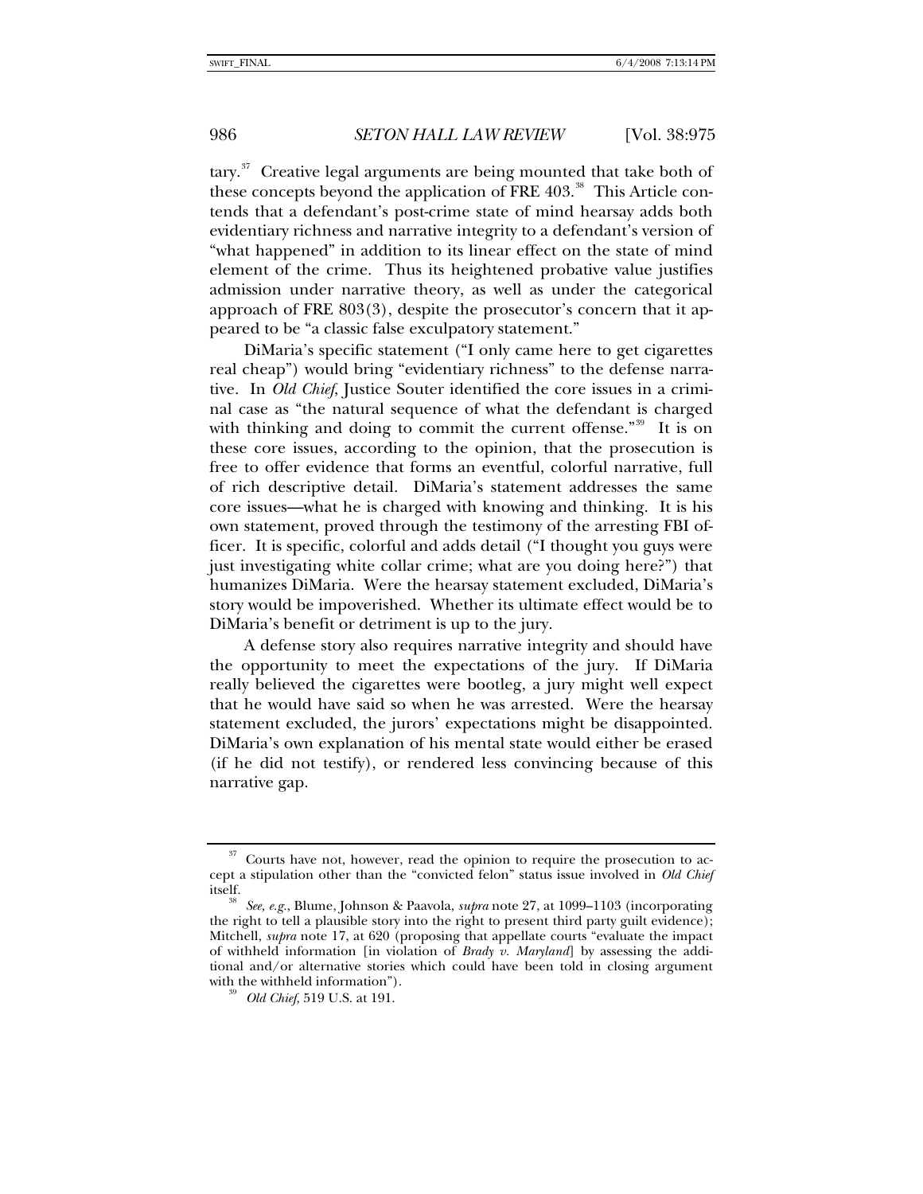tary.[37] Creative legal arguments are being mounted that take both of these concepts beyond the application of FRE 403.[38] This Article contends that a defendant's post-crime state of mind hearsay adds both evidentiary richness and narrative integrity to a defendant's version of "what happened" in addition to its linear effect on the state of mind element of the crime. Thus its heightened probative value justifies admission under narrative theory, as well as under the categorical approach of FRE 803(3), despite the prosecutor's concern that it appeared to be "a classic false exculpatory statement."

DiMaria's specific statement ("I only came here to get cigarettes real cheap") would bring "evidentiary richness" to the defense narrative. In *Old Chief*, Justice Souter identified the core issues in a criminal case as "the natural sequence of what the defendant is charged with thinking and doing to commit the current offense."[39] It is on these core issues, according to the opinion, that the prosecution is free to offer evidence that forms an eventful, colorful narrative, full of rich descriptive detail. DiMaria's statement addresses the same core issues—what he is charged with knowing and thinking. It is his own statement, proved through the testimony of the arresting FBI officer. It is specific, colorful and adds detail ("I thought you guys were just investigating white collar crime; what are you doing here?") that humanizes DiMaria. Were the hearsay statement excluded, DiMaria's story would be impoverished. Whether its ultimate effect would be to DiMaria's benefit or detriment is up to the jury.

A defense story also requires narrative integrity and should have the opportunity to meet the expectations of the jury. If DiMaria really believed the cigarettes were bootleg, a jury might well expect that he would have said so when he was arrested. Were the hearsay statement excluded, the jurors' expectations might be disappointed. DiMaria's own explanation of his mental state would either be erased (if he did not testify), or rendered less convincing because of this narrative gap.

---

[37] Courts have not, however, read the opinion to require the prosecution to accept a stipulation other than the "convicted felon" status issue involved in *Old Chief* itself.

[38] *See, e.g.*, Blume, Johnson & Paavola, *supra* note 27, at 1099–1103 (incorporating the right to tell a plausible story into the right to present third party guilt evidence); Mitchell, *supra* note 17, at 620 (proposing that appellate courts "evaluate the impact of withheld information [in violation of *Brady v. Maryland*] by assessing the additional and/or alternative stories which could have been told in closing argument with the withheld information").

[39] *Old Chief*, 519 U.S. at 191.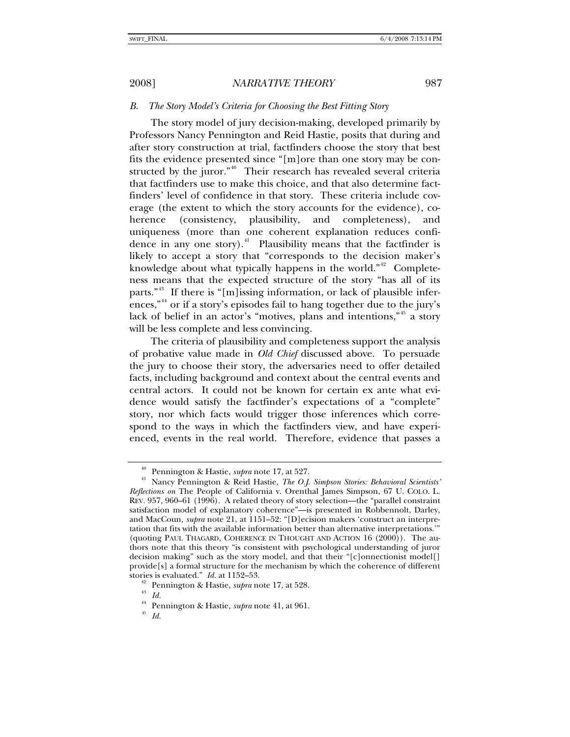### B. The Story Model's Criteria for Choosing the Best Fitting Story

The story model of jury decision-making, developed primarily by Professors Nancy Pennington and Reid Hastie, posits that during and after story construction at trial, factfinders choose the story that best fits the evidence presented since "[m]ore than one story may be constructed by the juror."[40] Their research has revealed several criteria that factfinders use to make this choice, and that also determine factfinders' level of confidence in that story. These criteria include coverage (the extent to which the story accounts for the evidence), coherence (consistency, plausibility, and completeness), and uniqueness (more than one coherent explanation reduces confidence in any one story).[41] Plausibility means that the factfinder is likely to accept a story that "corresponds to the decision maker's knowledge about what typically happens in the world."[42] Completeness means that the expected structure of the story "has all of its parts."[43] If there is "[m]issing information, or lack of plausible inferences,"[44] or if a story's episodes fail to hang together due to the jury's lack of belief in an actor's "motives, plans and intentions,"[45] a story will be less complete and less convincing.

The criteria of plausibility and completeness support the analysis of probative value made in *Old Chief* discussed above. To persuade the jury to choose their story, the adversaries need to offer detailed facts, including background and context about the central events and central actors. It could not be known for certain ex ante what evidence would satisfy the factfinder's expectations of a "complete" story, nor which facts would trigger those inferences which correspond to the ways in which the factfinders view, and have experienced, events in the real world. Therefore, evidence that passes a

---

[40] Pennington & Hastie, *supra* note 17, at 527.

[41] Nancy Pennington & Reid Hastie, *The O.J. Simpson Stories: Behavioral Scientists' Reflections on* The People of California v. Orenthal James Simpson, 67 U. COLO. L. REV. 957, 960–61 (1996). A related theory of story selection—the "parallel constraint satisfaction model of explanatory coherence"—is presented in Robbennolt, Darley, and MacCoun, *supra* note 21, at 1151–52: "[D]ecision makers 'construct an interpretation that fits with the available information better than alternative interpretations.'" (quoting PAUL THAGARD, COHERENCE IN THOUGHT AND ACTION 16 (2000)). The authors note that this theory "is consistent with psychological understanding of juror decision making" such as the story model, and that their "[c]onnectionist model[] provide[s] a formal structure for the mechanism by which the coherence of different stories is evaluated." *Id.* at 1152–53.

[42] Pennington & Hastie, *supra* note 17, at 528.

[43] *Id.*

[44] Pennington & Hastie*, supra* note 41, at 961.

[45] *Id.*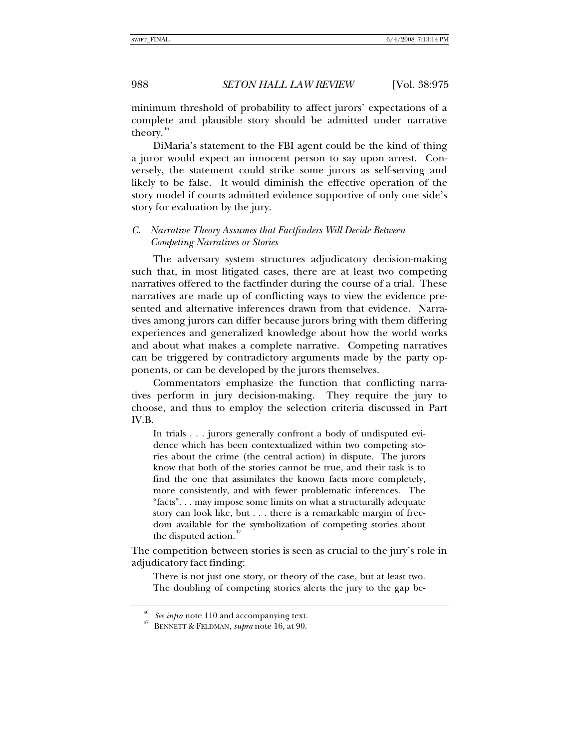minimum threshold of probability to affect jurors' expectations of a complete and plausible story should be admitted under narrative theory.[46]

DiMaria's statement to the FBI agent could be the kind of thing a juror would expect an innocent person to say upon arrest. Conversely, the statement could strike some jurors as self-serving and likely to be false. It would diminish the effective operation of the story model if courts admitted evidence supportive of only one side's story for evaluation by the jury.

### *C. Narrative Theory Assumes that Factfinders Will Decide Between Competing Narratives or Stories*

The adversary system structures adjudicatory decision-making such that, in most litigated cases, there are at least two competing narratives offered to the factfinder during the course of a trial. These narratives are made up of conflicting ways to view the evidence presented and alternative inferences drawn from that evidence. Narratives among jurors can differ because jurors bring with them differing experiences and generalized knowledge about how the world works and about what makes a complete narrative. Competing narratives can be triggered by contradictory arguments made by the party opponents, or can be developed by the jurors themselves.

Commentators emphasize the function that conflicting narratives perform in jury decision-making. They require the jury to choose, and thus to employ the selection criteria discussed in Part IV.B.

> In trials . . . jurors generally confront a body of undisputed evidence which has been contextualized within two competing stories about the crime (the central action) in dispute. The jurors know that both of the stories cannot be true, and their task is to find the one that assimilates the known facts more completely, more consistently, and with fewer problematic inferences. The "facts". . . may impose some limits on what a structurally adequate story can look like, but . . . there is a remarkable margin of freedom available for the symbolization of competing stories about the disputed action.[47]

The competition between stories is seen as crucial to the jury's role in adjudicatory fact finding:

> There is not just one story, or theory of the case, but at least two. The doubling of competing stories alerts the jury to the gap be-

[46] *See infra* note 110 and accompanying text.

[47] BENNETT & FELDMAN, *supra* note 16, at 90.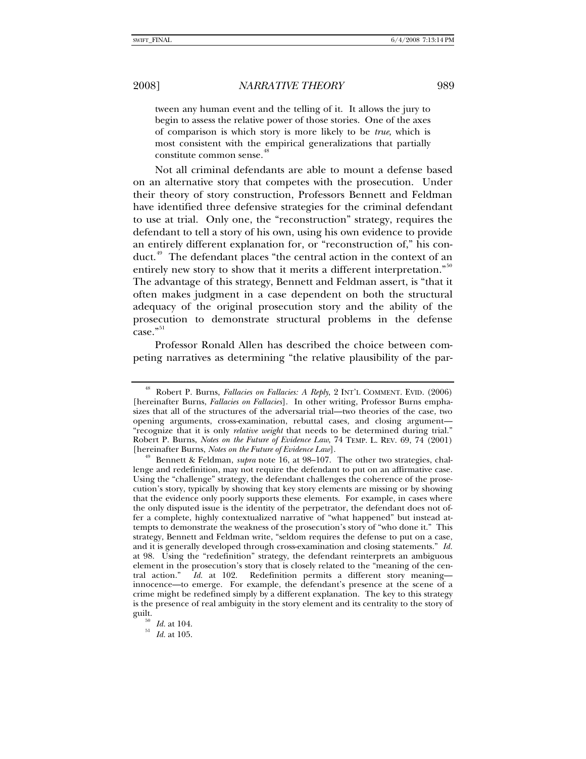tween any human event and the telling of it. It allows the jury to begin to assess the relative power of those stories. One of the axes of comparison is which story is more likely to be *true*, which is most consistent with the empirical generalizations that partially constitute common sense.[48]

Not all criminal defendants are able to mount a defense based on an alternative story that competes with the prosecution. Under their theory of story construction, Professors Bennett and Feldman have identified three defensive strategies for the criminal defendant to use at trial. Only one, the "reconstruction" strategy, requires the defendant to tell a story of his own, using his own evidence to provide an entirely different explanation for, or "reconstruction of," his conduct.[49] The defendant places "the central action in the context of an entirely new story to show that it merits a different interpretation."[50] The advantage of this strategy, Bennett and Feldman assert, is "that it often makes judgment in a case dependent on both the structural adequacy of the original prosecution story and the ability of the prosecution to demonstrate structural problems in the defense case."[51]

Professor Ronald Allen has described the choice between competing narratives as determining "the relative plausibility of the par-

---

[48] Robert P. Burns, *Fallacies on Fallacies: A Reply*, 2 INT'L COMMENT. EVID. (2006) [hereinafter Burns, *Fallacies on Fallacies*]. In other writing, Professor Burns emphasizes that all of the structures of the adversarial trial—two theories of the case, two opening arguments, cross-examination, rebuttal cases, and closing argument—"recognize that it is only *relative weight* that needs to be determined during trial." Robert P. Burns, *Notes on the Future of Evidence Law*, 74 TEMP. L. REV. 69, 74 (2001) [hereinafter Burns, *Notes on the Future of Evidence Law*].

[49] Bennett & Feldman, *supra* note 16, at 98–107. The other two strategies, challenge and redefinition, may not require the defendant to put on an affirmative case. Using the "challenge" strategy, the defendant challenges the coherence of the prosecution's story, typically by showing that key story elements are missing or by showing that the evidence only poorly supports these elements. For example, in cases where the only disputed issue is the identity of the perpetrator, the defendant does not offer a complete, highly contextualized narrative of "what happened" but instead attempts to demonstrate the weakness of the prosecution's story of "who done it." This strategy, Bennett and Feldman write, "seldom requires the defense to put on a case, and it is generally developed through cross-examination and closing statements." *Id.* at 98. Using the "redefinition" strategy, the defendant reinterprets an ambiguous element in the prosecution's story that is closely related to the "meaning of the central action." *Id.* at 102. Redefinition permits a different story meaning—innocence—to emerge. For example, the defendant's presence at the scene of a crime might be redefined simply by a different explanation. The key to this strategy is the presence of real ambiguity in the story element and its centrality to the story of guilt.

[50] *Id.* at 104.

[51] *Id.* at 105.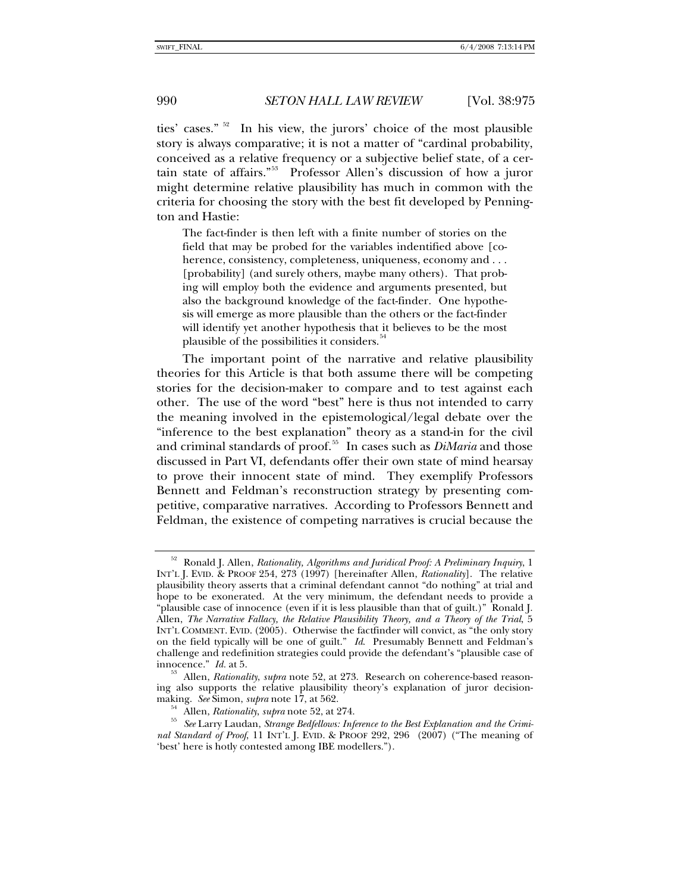ties' cases."[52] In his view, the jurors' choice of the most plausible story is always comparative; it is not a matter of "cardinal probability, conceived as a relative frequency or a subjective belief state, of a certain state of affairs."[53] Professor Allen's discussion of how a juror might determine relative plausibility has much in common with the criteria for choosing the story with the best fit developed by Pennington and Hastie:

> The fact-finder is then left with a finite number of stories on the field that may be probed for the variables indentified above [coherence, consistency, completeness, uniqueness, economy and . . . [probability] (and surely others, maybe many others). That probing will employ both the evidence and arguments presented, but also the background knowledge of the fact-finder. One hypothesis will emerge as more plausible than the others or the fact-finder will identify yet another hypothesis that it believes to be the most plausible of the possibilities it considers.[54]

The important point of the narrative and relative plausibility theories for this Article is that both assume there will be competing stories for the decision-maker to compare and to test against each other. The use of the word "best" here is thus not intended to carry the meaning involved in the epistemological/legal debate over the "inference to the best explanation" theory as a stand-in for the civil and criminal standards of proof.[55] In cases such as *DiMaria* and those discussed in Part VI, defendants offer their own state of mind hearsay to prove their innocent state of mind. They exemplify Professors Bennett and Feldman's reconstruction strategy by presenting competitive, comparative narratives. According to Professors Bennett and Feldman, the existence of competing narratives is crucial because the

---

[52] Ronald J. Allen, *Rationality, Algorithms and Juridical Proof: A Preliminary Inquiry*, 1 INT'L J. EVID. & PROOF 254, 273 (1997) [hereinafter Allen, *Rationality*]. The relative plausibility theory asserts that a criminal defendant cannot "do nothing" at trial and hope to be exonerated. At the very minimum, the defendant needs to provide a "plausible case of innocence (even if it is less plausible than that of guilt.)" Ronald J. Allen, *The Narrative Fallacy, the Relative Plausibility Theory, and a Theory of the Trial*, 5 INT'L COMMENT. EVID. (2005). Otherwise the factfinder will convict, as "the only story on the field typically will be one of guilt." *Id.* Presumably Bennett and Feldman's challenge and redefinition strategies could provide the defendant's "plausible case of innocence." *Id.* at 5.

[53] Allen, *Rationality*, *supra* note 52, at 273. Research on coherence-based reasoning also supports the relative plausibility theory's explanation of juror decision-making. *See* Simon, *supra* note 17, at 562.

[54] Allen, *Rationality*, *supra* note 52, at 274.

[55] *See* Larry Laudan, *Strange Bedfellows: Inference to the Best Explanation and the Criminal Standard of Proof*, 11 INT'L J. EVID. & PROOF 292, 296 (2007) ("The meaning of 'best' here is hotly contested among IBE modellers.").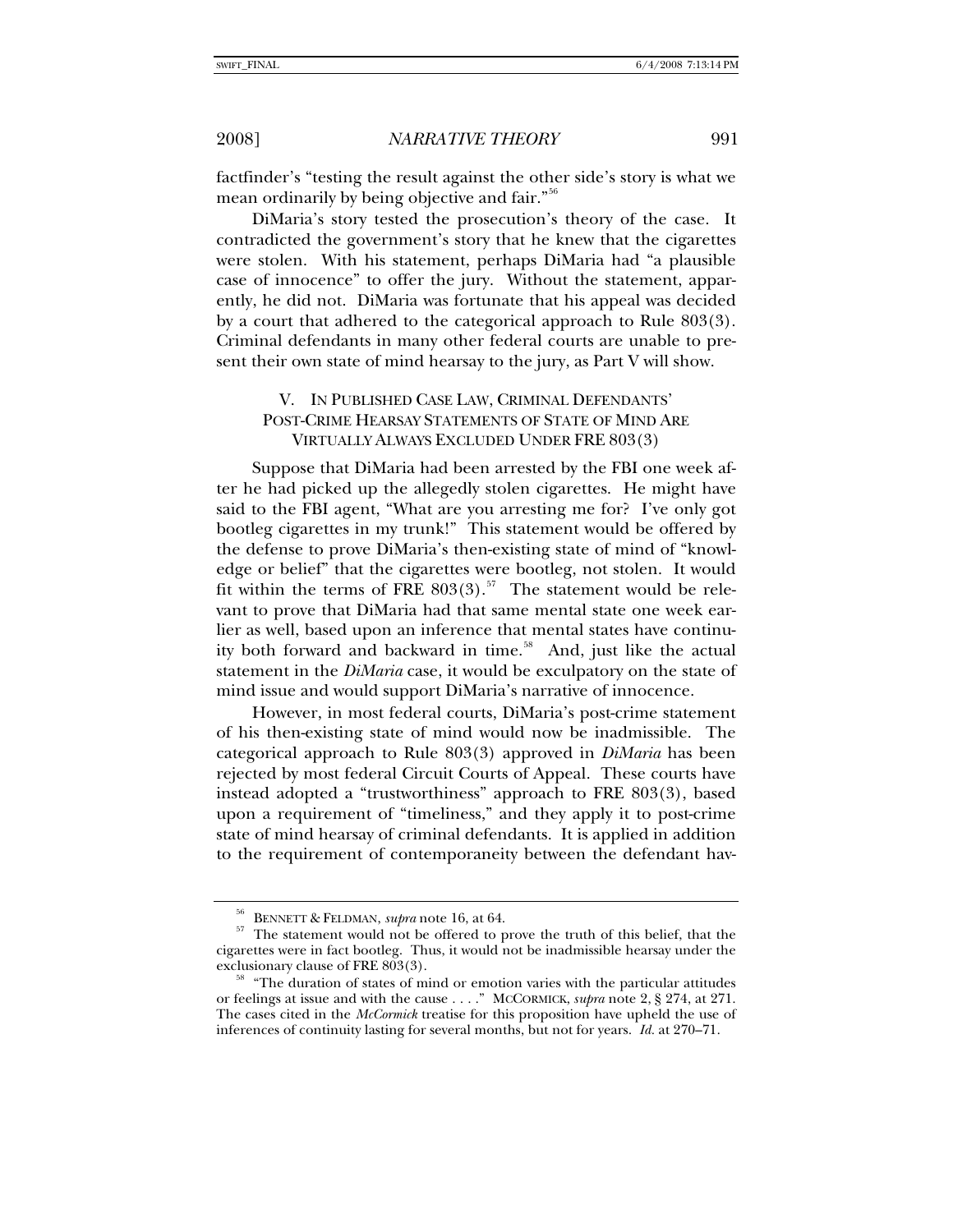factfinder's "testing the result against the other side's story is what we mean ordinarily by being objective and fair."[56]

DiMaria's story tested the prosecution's theory of the case. It contradicted the government's story that he knew that the cigarettes were stolen. With his statement, perhaps DiMaria had "a plausible case of innocence" to offer the jury. Without the statement, apparently, he did not. DiMaria was fortunate that his appeal was decided by a court that adhered to the categorical approach to Rule 803(3). Criminal defendants in many other federal courts are unable to present their own state of mind hearsay to the jury, as Part V will show.

## V. IN PUBLISHED CASE LAW, CRIMINAL DEFENDANTS' POST-CRIME HEARSAY STATEMENTS OF STATE OF MIND ARE VIRTUALLY ALWAYS EXCLUDED UNDER FRE 803(3)

Suppose that DiMaria had been arrested by the FBI one week after he had picked up the allegedly stolen cigarettes. He might have said to the FBI agent, "What are you arresting me for? I've only got bootleg cigarettes in my trunk!" This statement would be offered by the defense to prove DiMaria's then-existing state of mind of "knowledge or belief" that the cigarettes were bootleg, not stolen. It would fit within the terms of FRE 803(3).[57] The statement would be relevant to prove that DiMaria had that same mental state one week earlier as well, based upon an inference that mental states have continuity both forward and backward in time.[58] And, just like the actual statement in the *DiMaria* case, it would be exculpatory on the state of mind issue and would support DiMaria's narrative of innocence.

However, in most federal courts, DiMaria's post-crime statement of his then-existing state of mind would now be inadmissible. The categorical approach to Rule 803(3) approved in *DiMaria* has been rejected by most federal Circuit Courts of Appeal. These courts have instead adopted a "trustworthiness" approach to FRE 803(3), based upon a requirement of "timeliness," and they apply it to post-crime state of mind hearsay of criminal defendants. It is applied in addition to the requirement of contemporaneity between the defendant hav-

---

[56] BENNETT & FELDMAN, *supra* note 16, at 64.

[57] The statement would not be offered to prove the truth of this belief, that the cigarettes were in fact bootleg. Thus, it would not be inadmissible hearsay under the exclusionary clause of FRE 803(3).

[58] "The duration of states of mind or emotion varies with the particular attitudes or feelings at issue and with the cause . . . ." MCCORMICK, *supra* note 2, § 274, at 271. The cases cited in the *McCormick* treatise for this proposition have upheld the use of inferences of continuity lasting for several months, but not for years. *Id.* at 270–71.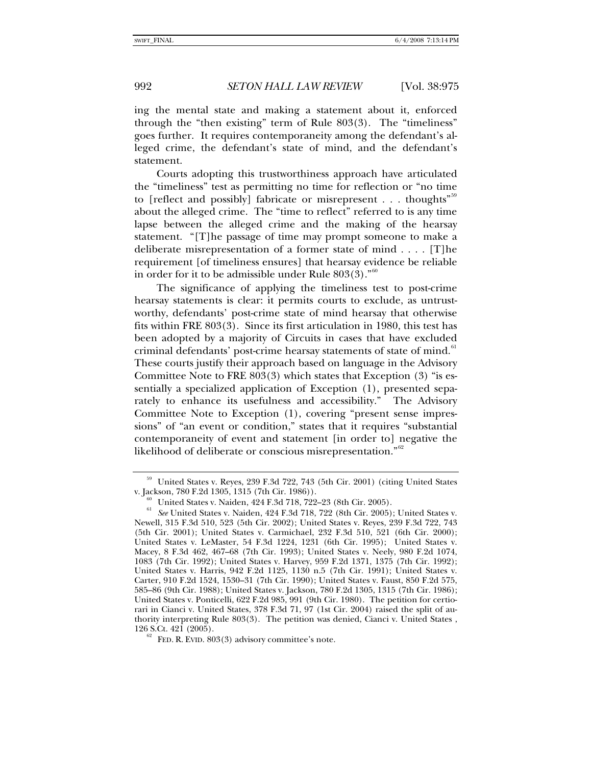ing the mental state and making a statement about it, enforced through the "then existing" term of Rule 803(3). The "timeliness" goes further. It requires contemporaneity among the defendant's alleged crime, the defendant's state of mind, and the defendant's statement.

Courts adopting this trustworthiness approach have articulated the "timeliness" test as permitting no time for reflection or "no time to [reflect and possibly] fabricate or misrepresent . . . thoughts"[59] about the alleged crime. The "time to reflect" referred to is any time lapse between the alleged crime and the making of the hearsay statement. "[T]he passage of time may prompt someone to make a deliberate misrepresentation of a former state of mind . . . . [T]he requirement [of timeliness ensures] that hearsay evidence be reliable in order for it to be admissible under Rule 803(3)."[60]

The significance of applying the timeliness test to post-crime hearsay statements is clear: it permits courts to exclude, as untrustworthy, defendants' post-crime state of mind hearsay that otherwise fits within FRE 803(3). Since its first articulation in 1980, this test has been adopted by a majority of Circuits in cases that have excluded criminal defendants' post-crime hearsay statements of state of mind.[61] These courts justify their approach based on language in the Advisory Committee Note to FRE 803(3) which states that Exception (3) "is essentially a specialized application of Exception (1), presented separately to enhance its usefulness and accessibility." The Advisory Committee Note to Exception (1), covering "present sense impressions" of "an event or condition," states that it requires "substantial contemporaneity of event and statement [in order to] negative the likelihood of deliberate or conscious misrepresentation."[62]

---

[59] United States v. Reyes, 239 F.3d 722, 743 (5th Cir. 2001) (citing United States v. Jackson, 780 F.2d 1305, 1315 (7th Cir. 1986)).

[60] United States v. Naiden, 424 F.3d 718, 722–23 (8th Cir. 2005).

[61] *See* United States v. Naiden, 424 F.3d 718, 722 (8th Cir. 2005); United States v. Newell, 315 F.3d 510, 523 (5th Cir. 2002); United States v. Reyes, 239 F.3d 722, 743 (5th Cir. 2001); United States v. Carmichael, 232 F.3d 510, 521 (6th Cir. 2000); United States v. LeMaster, 54 F.3d 1224, 1231 (6th Cir. 1995); United States v. Macey, 8 F.3d 462, 467–68 (7th Cir. 1993); United States v. Neely, 980 F.2d 1074, 1083 (7th Cir. 1992); United States v. Harvey, 959 F.2d 1371, 1375 (7th Cir. 1992); United States v. Harris, 942 F.2d 1125, 1130 n.5 (7th Cir. 1991); United States v. Carter, 910 F.2d 1524, 1530–31 (7th Cir. 1990); United States v. Faust, 850 F.2d 575, 585–86 (9th Cir. 1988); United States v. Jackson, 780 F.2d 1305, 1315 (7th Cir. 1986); United States v. Ponticelli, 622 F.2d 985, 991 (9th Cir. 1980). The petition for certiorari in Cianci v. United States, 378 F.3d 71, 97 (1st Cir. 2004) raised the split of authority interpreting Rule 803(3). The petition was denied, Cianci v. United States , 126 S.Ct. 421 (2005).

[62] FED. R. EVID. 803(3) advisory committee's note.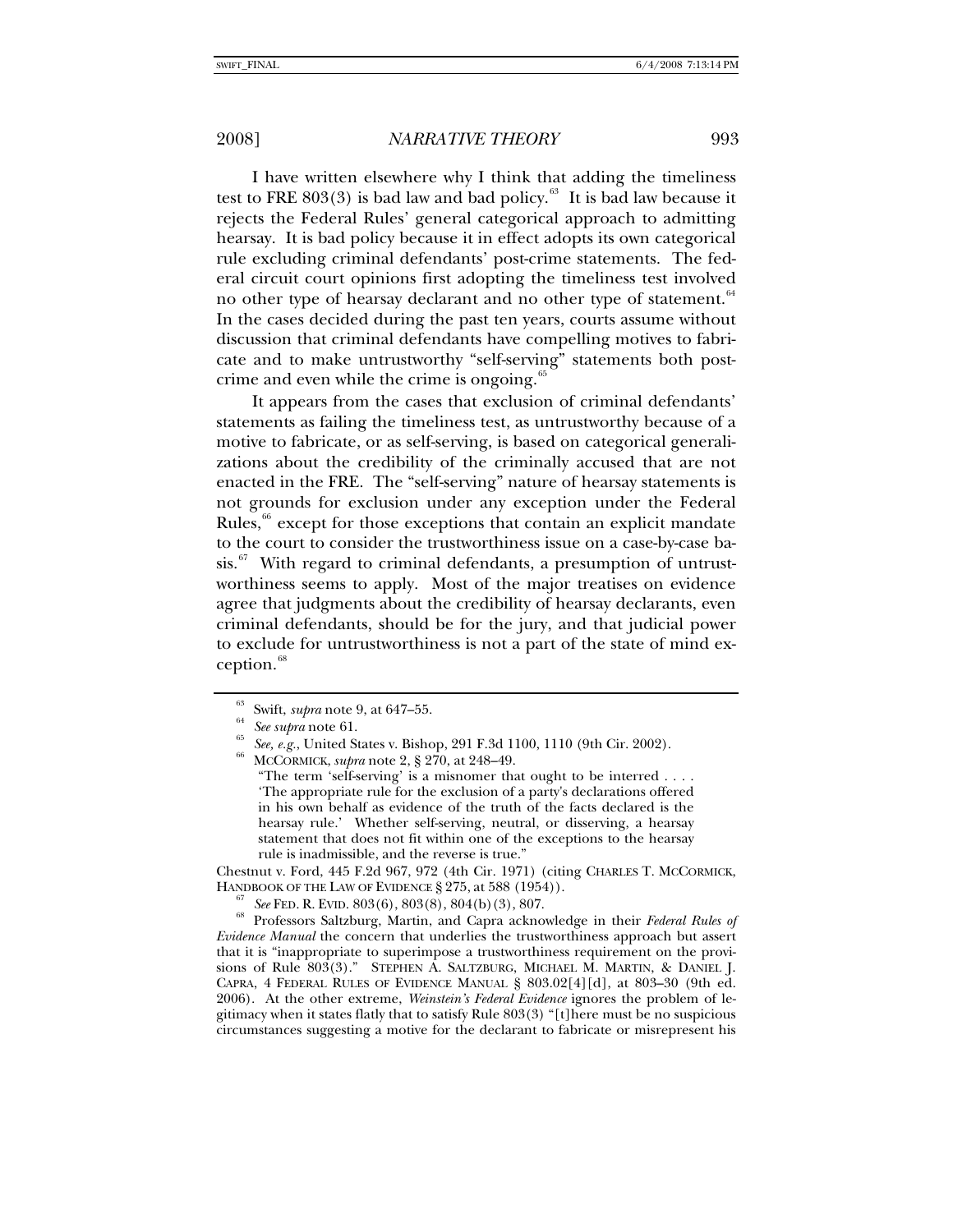I have written elsewhere why I think that adding the timeliness test to FRE 803(3) is bad law and bad policy.[63] It is bad law because it rejects the Federal Rules' general categorical approach to admitting hearsay. It is bad policy because it in effect adopts its own categorical rule excluding criminal defendants' post-crime statements. The federal circuit court opinions first adopting the timeliness test involved no other type of hearsay declarant and no other type of statement.[64] In the cases decided during the past ten years, courts assume without discussion that criminal defendants have compelling motives to fabricate and to make untrustworthy "self-serving" statements both post-crime and even while the crime is ongoing.[65]

It appears from the cases that exclusion of criminal defendants' statements as failing the timeliness test, as untrustworthy because of a motive to fabricate, or as self-serving, is based on categorical generalizations about the credibility of the criminally accused that are not enacted in the FRE. The "self-serving" nature of hearsay statements is not grounds for exclusion under any exception under the Federal Rules,[66] except for those exceptions that contain an explicit mandate to the court to consider the trustworthiness issue on a case-by-case basis.[67] With regard to criminal defendants, a presumption of untrustworthiness seems to apply. Most of the major treatises on evidence agree that judgments about the credibility of hearsay declarants, even criminal defendants, should be for the jury, and that judicial power to exclude for untrustworthiness is not a part of the state of mind exception.[68]

---

[63] Swift, *supra* note 9, at 647–55.

[64] *See supra* note 61.

[65] *See, e.g.*, United States v. Bishop, 291 F.3d 1100, 1110 (9th Cir. 2002).

[66] MCCORMICK, *supra* note 2, § 270, at 248–49.

> "The term 'self-serving' is a misnomer that ought to be interred . . . . 'The appropriate rule for the exclusion of a party's declarations offered in his own behalf as evidence of the truth of the facts declared is the hearsay rule.' Whether self-serving, neutral, or disserving, a hearsay statement that does not fit within one of the exceptions to the hearsay rule is inadmissible, and the reverse is true."

Chestnut v. Ford, 445 F.2d 967, 972 (4th Cir. 1971) (citing CHARLES T. MCCORMICK, HANDBOOK OF THE LAW OF EVIDENCE § 275, at 588 (1954)).

[67] *See* FED. R. EVID. 803(6), 803(8), 804(b)(3), 807.

[68] Professors Saltzburg, Martin, and Capra acknowledge in their *Federal Rules of Evidence Manual* the concern that underlies the trustworthiness approach but assert that it is "inappropriate to superimpose a trustworthiness requirement on the provisions of Rule 803(3)." STEPHEN A. SALTZBURG, MICHAEL M. MARTIN, & DANIEL J. CAPRA, 4 FEDERAL RULES OF EVIDENCE MANUAL § 803.02[4][d], at 803–30 (9th ed. 2006). At the other extreme, *Weinstein's Federal Evidence* ignores the problem of legitimacy when it states flatly that to satisfy Rule 803(3) "[t]here must be no suspicious circumstances suggesting a motive for the declarant to fabricate or misrepresent his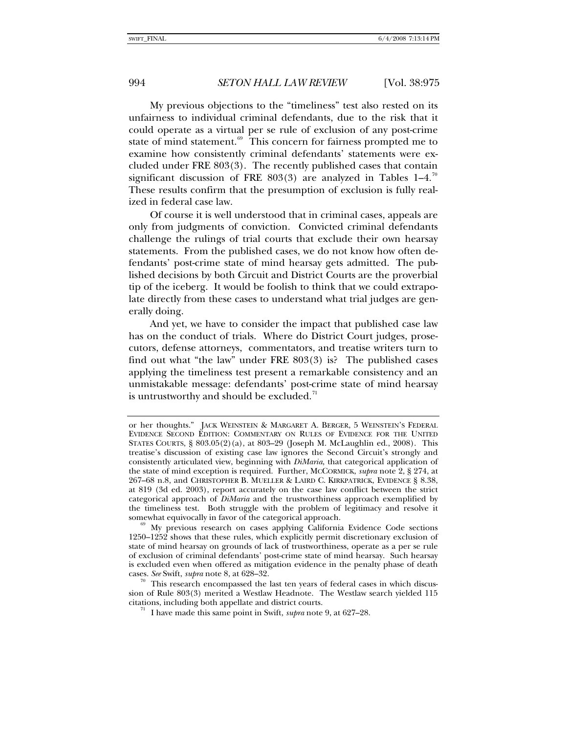My previous objections to the "timeliness" test also rested on its unfairness to individual criminal defendants, due to the risk that it could operate as a virtual per se rule of exclusion of any post-crime state of mind statement.[69] This concern for fairness prompted me to examine how consistently criminal defendants' statements were excluded under FRE 803(3). The recently published cases that contain significant discussion of FRE 803(3) are analyzed in Tables 1–4.[70] These results confirm that the presumption of exclusion is fully realized in federal case law.

Of course it is well understood that in criminal cases, appeals are only from judgments of conviction. Convicted criminal defendants challenge the rulings of trial courts that exclude their own hearsay statements. From the published cases, we do not know how often defendants' post-crime state of mind hearsay gets admitted. The published decisions by both Circuit and District Courts are the proverbial tip of the iceberg. It would be foolish to think that we could extrapolate directly from these cases to understand what trial judges are generally doing.

And yet, we have to consider the impact that published case law has on the conduct of trials. Where do District Court judges, prosecutors, defense attorneys, commentators, and treatise writers turn to find out what "the law" under FRE 803(3) is? The published cases applying the timeliness test present a remarkable consistency and an unmistakable message: defendants' post-crime state of mind hearsay is untrustworthy and should be excluded.[71]

---

or her thoughts." JACK WEINSTEIN & MARGARET A. BERGER, 5 WEINSTEIN'S FEDERAL EVIDENCE SECOND EDITION: COMMENTARY ON RULES OF EVIDENCE FOR THE UNITED STATES COURTS, § 803.05(2)(a), at 803–29 (Joseph M. McLaughlin ed., 2008). This treatise's discussion of existing case law ignores the Second Circuit's strongly and consistently articulated view, beginning with *DiMaria*, that categorical application of the state of mind exception is required. Further, MCCORMICK, *supra* note 2, § 274, at 267–68 n.8, and CHRISTOPHER B. MUELLER & LAIRD C. KIRKPATRICK, EVIDENCE § 8.38, at 819 (3d ed. 2003), report accurately on the case law conflict between the strict categorical approach of *DiMaria* and the trustworthiness approach exemplified by the timeliness test. Both struggle with the problem of legitimacy and resolve it somewhat equivocally in favor of the categorical approach.

[69] My previous research on cases applying California Evidence Code sections 1250–1252 shows that these rules, which explicitly permit discretionary exclusion of state of mind hearsay on grounds of lack of trustworthiness, operate as a per se rule of exclusion of criminal defendants' post-crime state of mind hearsay. Such hearsay is excluded even when offered as mitigation evidence in the penalty phase of death cases. *See* Swift, *supra* note 8, at 628–32.

[70] This research encompassed the last ten years of federal cases in which discussion of Rule 803(3) merited a Westlaw Headnote. The Westlaw search yielded 115 citations, including both appellate and district courts.

[71] I have made this same point in Swift, *supra* note 9, at 627–28.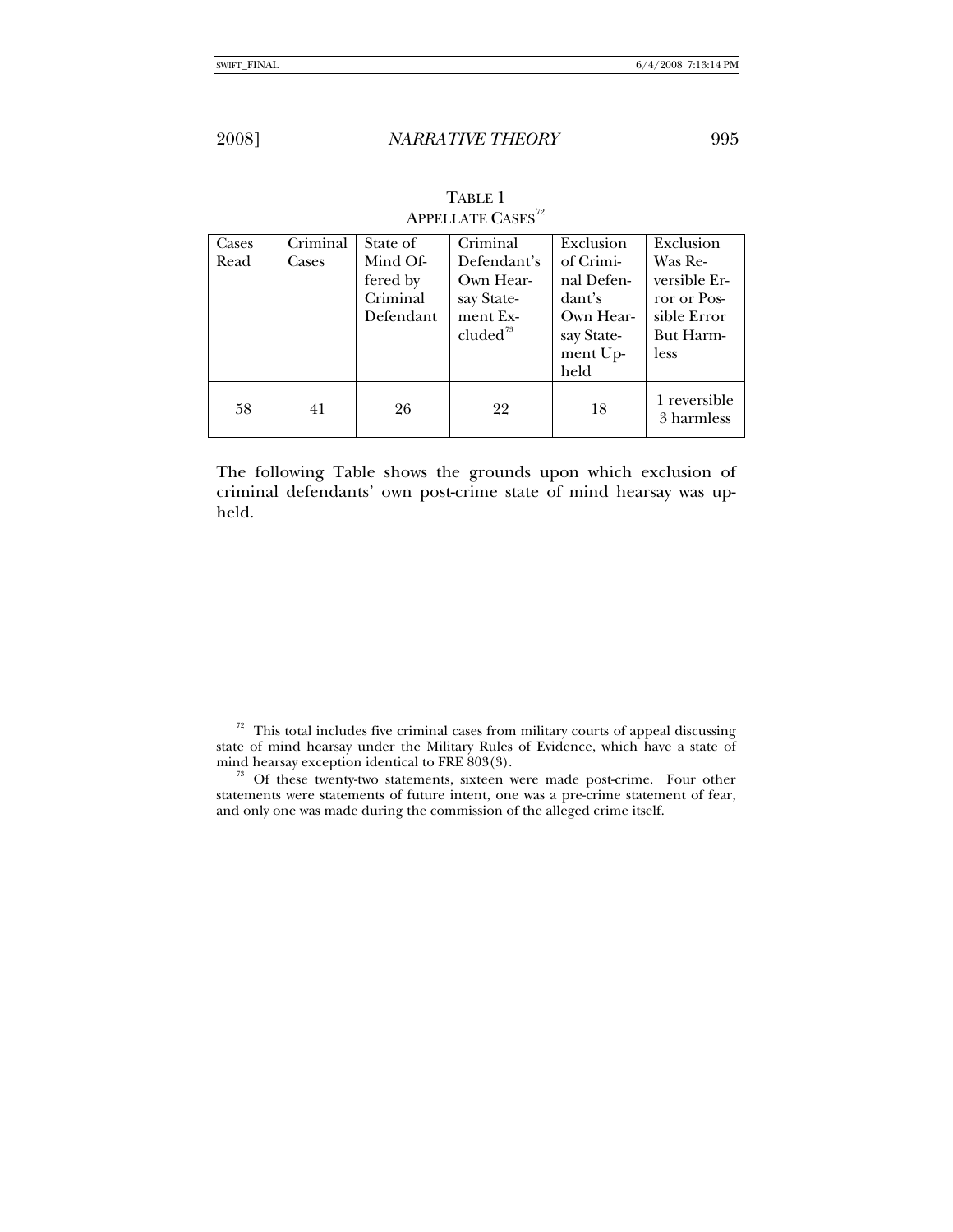TABLE 1
APPELLATE CASES[72]

| Cases Read | Criminal Cases | State of Mind Offered by Criminal Defendant | Criminal Defendant's Own Hearsay Statement Excluded[73] | Exclusion of Criminal Defendant's Own Hearsay Statement Upheld | Exclusion Was Reversible Error or Possible Error But Harmless |
|---|---|---|---|---|---|
| 58 | 41 | 26 | 22 | 18 | 1 reversible 3 harmless |

The following Table shows the grounds upon which exclusion of criminal defendants' own post-crime state of mind hearsay was upheld.

---

[72] This total includes five criminal cases from military courts of appeal discussing state of mind hearsay under the Military Rules of Evidence, which have a state of mind hearsay exception identical to FRE 803(3).

[73] Of these twenty-two statements, sixteen were made post-crime. Four other statements were statements of future intent, one was a pre-crime statement of fear, and only one was made during the commission of the alleged crime itself.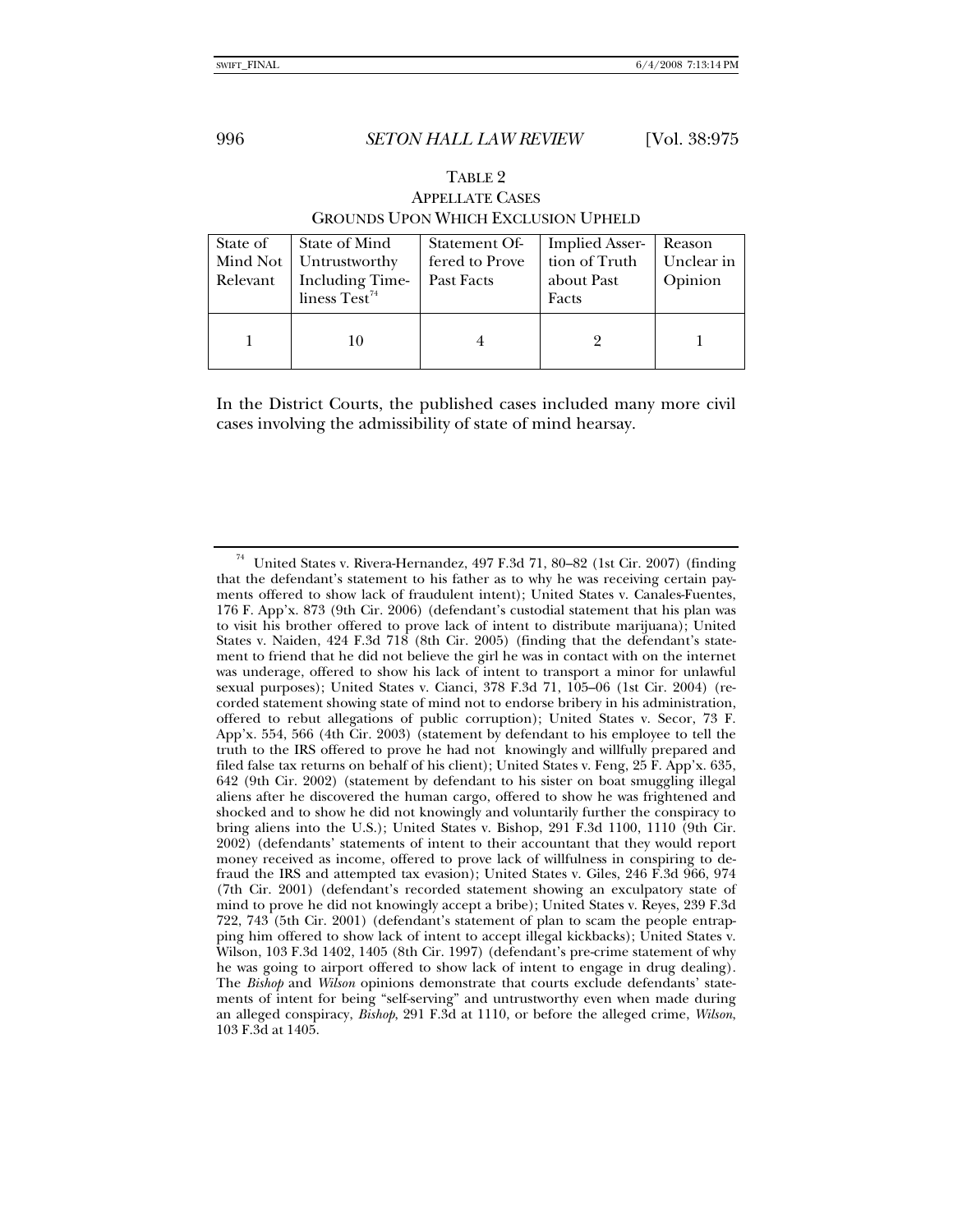TABLE 2

APPELLATE CASES

GROUNDS UPON WHICH EXCLUSION UPHELD

| State of Mind Not Relevant | State of Mind Untrustworthy Including Timeliness Test[74] | Statement Offered to Prove Past Facts | Implied Assertion of Truth about Past Facts | Reason Unclear in Opinion |
|---|---|---|---|---|
| 1 | 10 | 4 | 2 | 1 |

In the District Courts, the published cases included many more civil cases involving the admissibility of state of mind hearsay.

[74] United States v. Rivera-Hernandez, 497 F.3d 71, 80–82 (1st Cir. 2007) (finding that the defendant's statement to his father as to why he was receiving certain payments offered to show lack of fraudulent intent); United States v. Canales-Fuentes, 176 F. App'x. 873 (9th Cir. 2006) (defendant's custodial statement that his plan was to visit his brother offered to prove lack of intent to distribute marijuana); United States v. Naiden, 424 F.3d 718 (8th Cir. 2005) (finding that the defendant's statement to friend that he did not believe the girl he was in contact with on the internet was underage, offered to show his lack of intent to transport a minor for unlawful sexual purposes); United States v. Cianci, 378 F.3d 71, 105–06 (1st Cir. 2004) (recorded statement showing state of mind not to endorse bribery in his administration, offered to rebut allegations of public corruption); United States v. Secor, 73 F. App'x. 554, 566 (4th Cir. 2003) (statement by defendant to his employee to tell the truth to the IRS offered to prove he had not knowingly and willfully prepared and filed false tax returns on behalf of his client); United States v. Feng, 25 F. App'x. 635, 642 (9th Cir. 2002) (statement by defendant to his sister on boat smuggling illegal aliens after he discovered the human cargo, offered to show he was frightened and shocked and to show he did not knowingly and voluntarily further the conspiracy to bring aliens into the U.S.); United States v. Bishop, 291 F.3d 1100, 1110 (9th Cir. 2002) (defendants' statements of intent to their accountant that they would report money received as income, offered to prove lack of willfulness in conspiring to defraud the IRS and attempted tax evasion); United States v. Giles, 246 F.3d 966, 974 (7th Cir. 2001) (defendant's recorded statement showing an exculpatory state of mind to prove he did not knowingly accept a bribe); United States v. Reyes, 239 F.3d 722, 743 (5th Cir. 2001) (defendant's statement of plan to scam the people entrapping him offered to show lack of intent to accept illegal kickbacks); United States v. Wilson, 103 F.3d 1402, 1405 (8th Cir. 1997) (defendant's pre-crime statement of why he was going to airport offered to show lack of intent to engage in drug dealing). The *Bishop* and *Wilson* opinions demonstrate that courts exclude defendants' statements of intent for being "self-serving" and untrustworthy even when made during an alleged conspiracy, *Bishop*, 291 F.3d at 1110, or before the alleged crime, *Wilson*, 103 F.3d at 1405.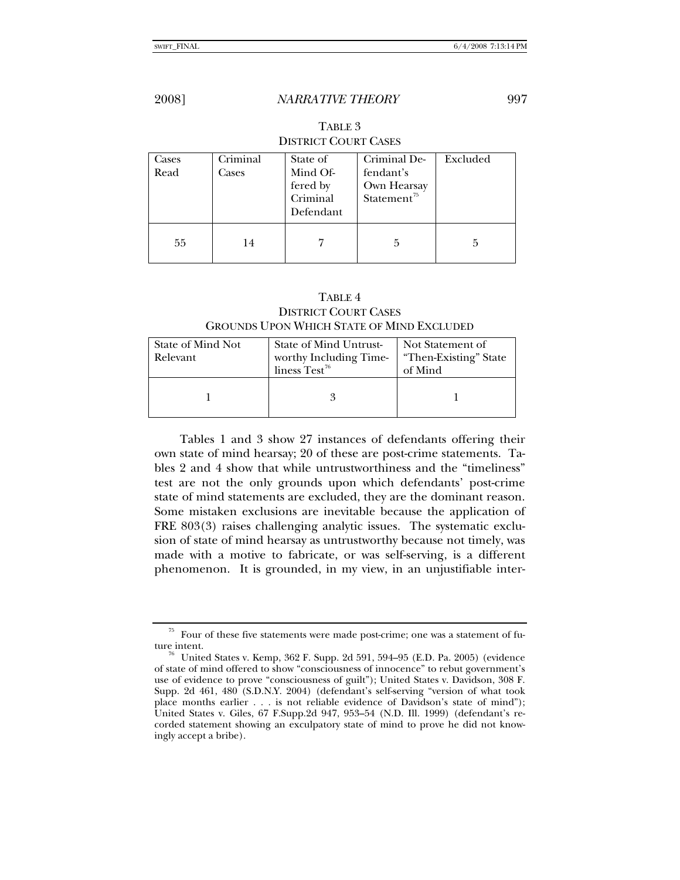TABLE 3
DISTRICT COURT CASES

| Cases Read | Criminal Cases | State of Mind Offered by Criminal Defendant | Criminal Defendant's Own Hearsay Statement[75] | Excluded |
|---|---|---|---|---|
| 55 | 14 | 7 | 5 | 5 |

TABLE 4
DISTRICT COURT CASES
GROUNDS UPON WHICH STATE OF MIND EXCLUDED

| State of Mind Not Relevant | State of Mind Untrustworthy Including Timeliness Test[76] | Not Statement of "Then-Existing" State of Mind |
|---|---|---|
| 1 | 3 | 1 |

Tables 1 and 3 show 27 instances of defendants offering their own state of mind hearsay; 20 of these are post-crime statements. Tables 2 and 4 show that while untrustworthiness and the "timeliness" test are not the only grounds upon which defendants' post-crime state of mind statements are excluded, they are the dominant reason. Some mistaken exclusions are inevitable because the application of FRE 803(3) raises challenging analytic issues. The systematic exclusion of state of mind hearsay as untrustworthy because not timely, was made with a motive to fabricate, or was self-serving, is a different phenomenon. It is grounded, in my view, in an unjustifiable inter-

[75] Four of these five statements were made post-crime; one was a statement of future intent.

[76] United States v. Kemp, 362 F. Supp. 2d 591, 594–95 (E.D. Pa. 2005) (evidence of state of mind offered to show "consciousness of innocence" to rebut government's use of evidence to prove "consciousness of guilt"); United States v. Davidson, 308 F. Supp. 2d 461, 480 (S.D.N.Y. 2004) (defendant's self-serving "version of what took place months earlier . . . is not reliable evidence of Davidson's state of mind"); United States v. Giles, 67 F.Supp.2d 947, 953–54 (N.D. Ill. 1999) (defendant's recorded statement showing an exculpatory state of mind to prove he did not knowingly accept a bribe).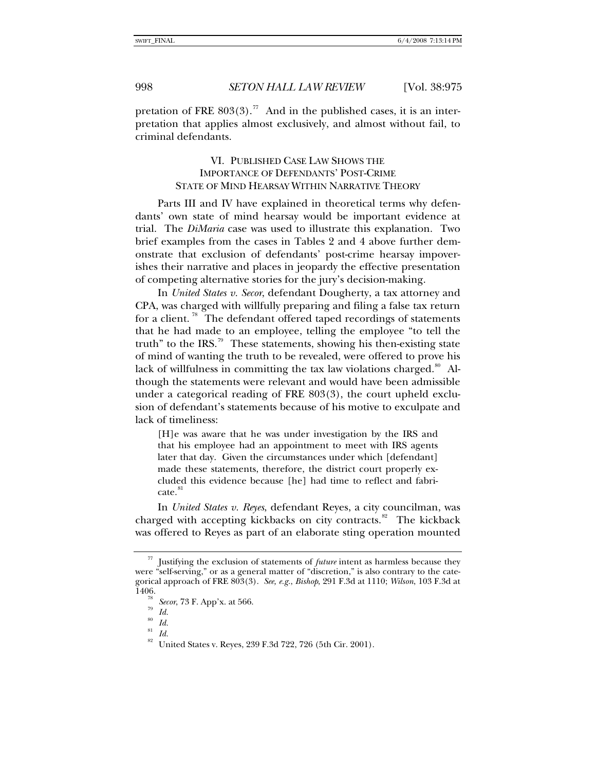pretation of FRE 803(3).[77] And in the published cases, it is an interpretation that applies almost exclusively, and almost without fail, to criminal defendants.

## VI. Published Case Law Shows the Importance of Defendants' Post-Crime State of Mind Hearsay Within Narrative Theory

Parts III and IV have explained in theoretical terms why defendants' own state of mind hearsay would be important evidence at trial. The *DiMaria* case was used to illustrate this explanation. Two brief examples from the cases in Tables 2 and 4 above further demonstrate that exclusion of defendants' post-crime hearsay impoverishes their narrative and places in jeopardy the effective presentation of competing alternative stories for the jury's decision-making.

In *United States v. Secor*, defendant Dougherty, a tax attorney and CPA, was charged with willfully preparing and filing a false tax return for a client.[78] The defendant offered taped recordings of statements that he had made to an employee, telling the employee "to tell the truth" to the IRS.[79] These statements, showing his then-existing state of mind of wanting the truth to be revealed, were offered to prove his lack of willfulness in committing the tax law violations charged.[80] Although the statements were relevant and would have been admissible under a categorical reading of FRE 803(3), the court upheld exclusion of defendant's statements because of his motive to exculpate and lack of timeliness:

> [H]e was aware that he was under investigation by the IRS and that his employee had an appointment to meet with IRS agents later that day. Given the circumstances under which [defendant] made these statements, therefore, the district court properly excluded this evidence because [he] had time to reflect and fabricate.[81]

In *United States v. Reyes*, defendant Reyes, a city councilman, was charged with accepting kickbacks on city contracts.[82] The kickback was offered to Reyes as part of an elaborate sting operation mounted

---

[77] Justifying the exclusion of statements of *future* intent as harmless because they were "self-serving," or as a general matter of "discretion," is also contrary to the categorical approach of FRE 803(3). *See, e.g.*, *Bishop*, 291 F.3d at 1110; *Wilson*, 103 F.3d at 1406.

[78] *Secor*, 73 F. App'x. at 566.

[79] *Id.*

[80] *Id.*

[81] *Id.*

[82] United States v. Reyes, 239 F.3d 722, 726 (5th Cir. 2001).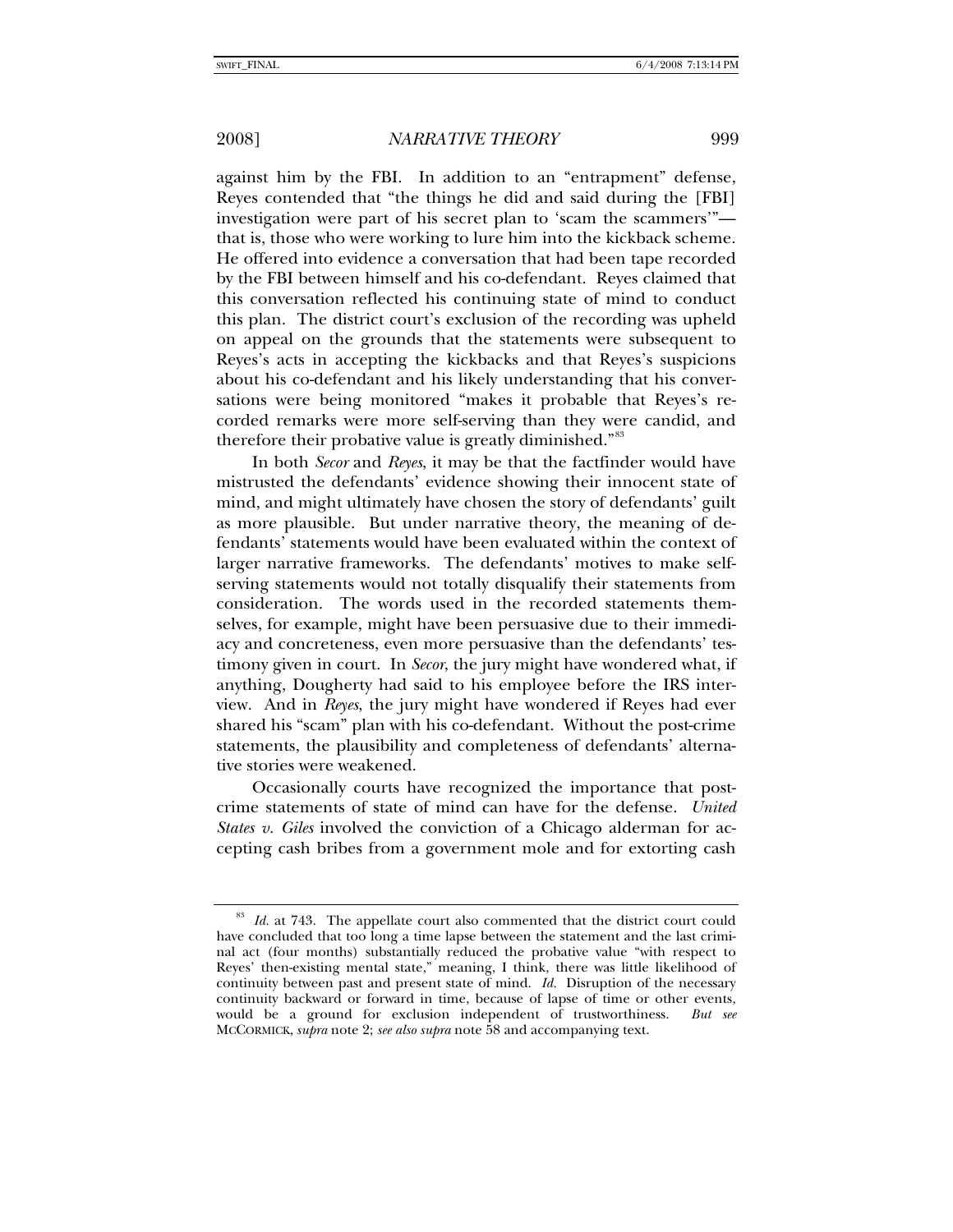against him by the FBI. In addition to an "entrapment" defense, Reyes contended that "the things he did and said during the [FBI] investigation were part of his secret plan to 'scam the scammers'"—that is, those who were working to lure him into the kickback scheme. He offered into evidence a conversation that had been tape recorded by the FBI between himself and his co-defendant. Reyes claimed that this conversation reflected his continuing state of mind to conduct this plan. The district court's exclusion of the recording was upheld on appeal on the grounds that the statements were subsequent to Reyes's acts in accepting the kickbacks and that Reyes's suspicions about his co-defendant and his likely understanding that his conversations were being monitored "makes it probable that Reyes's recorded remarks were more self-serving than they were candid, and therefore their probative value is greatly diminished."[83]

In both *Secor* and *Reyes*, it may be that the factfinder would have mistrusted the defendants' evidence showing their innocent state of mind, and might ultimately have chosen the story of defendants' guilt as more plausible. But under narrative theory, the meaning of defendants' statements would have been evaluated within the context of larger narrative frameworks. The defendants' motives to make self-serving statements would not totally disqualify their statements from consideration. The words used in the recorded statements themselves, for example, might have been persuasive due to their immediacy and concreteness, even more persuasive than the defendants' testimony given in court. In *Secor*, the jury might have wondered what, if anything, Dougherty had said to his employee before the IRS interview. And in *Reyes*, the jury might have wondered if Reyes had ever shared his "scam" plan with his co-defendant. Without the post-crime statements, the plausibility and completeness of defendants' alternative stories were weakened.

Occasionally courts have recognized the importance that post-crime statements of state of mind can have for the defense. *United States v. Giles* involved the conviction of a Chicago alderman for accepting cash bribes from a government mole and for extorting cash

---

[83] *Id.* at 743. The appellate court also commented that the district court could have concluded that too long a time lapse between the statement and the last criminal act (four months) substantially reduced the probative value "with respect to Reyes' then-existing mental state," meaning, I think, there was little likelihood of continuity between past and present state of mind. *Id.* Disruption of the necessary continuity backward or forward in time, because of lapse of time or other events, would be a ground for exclusion independent of trustworthiness. *But see* MCCORMICK, *supra* note 2; *see also supra* note 58 and accompanying text.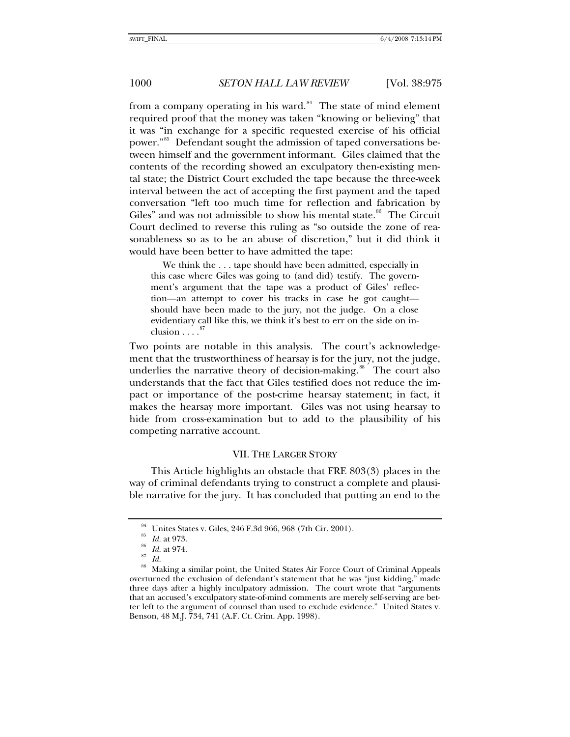from a company operating in his ward.[84] The state of mind element required proof that the money was taken "knowing or believing" that it was "in exchange for a specific requested exercise of his official power."[85] Defendant sought the admission of taped conversations between himself and the government informant. Giles claimed that the contents of the recording showed an exculpatory then-existing mental state; the District Court excluded the tape because the three-week interval between the act of accepting the first payment and the taped conversation "left too much time for reflection and fabrication by Giles" and was not admissible to show his mental state.[86] The Circuit Court declined to reverse this ruling as "so outside the zone of reasonableness so as to be an abuse of discretion," but it did think it would have been better to have admitted the tape:

> We think the . . . tape should have been admitted, especially in this case where Giles was going to (and did) testify. The government's argument that the tape was a product of Giles' reflection—an attempt to cover his tracks in case he got caught—should have been made to the jury, not the judge. On a close evidentiary call like this, we think it's best to err on the side on inclusion . . . .[87]

Two points are notable in this analysis. The court's acknowledgement that the trustworthiness of hearsay is for the jury, not the judge, underlies the narrative theory of decision-making.[88] The court also understands that the fact that Giles testified does not reduce the impact or importance of the post-crime hearsay statement; in fact, it makes the hearsay more important. Giles was not using hearsay to hide from cross-examination but to add to the plausibility of his competing narrative account.

## VII. THE LARGER STORY

This Article highlights an obstacle that FRE 803(3) places in the way of criminal defendants trying to construct a complete and plausible narrative for the jury. It has concluded that putting an end to the

---

[84] Unites States v. Giles, 246 F.3d 966, 968 (7th Cir. 2001).

[85] *Id.* at 973.

[86] *Id.* at 974.

[87] *Id.*

[88] Making a similar point, the United States Air Force Court of Criminal Appeals overturned the exclusion of defendant's statement that he was "just kidding," made three days after a highly inculpatory admission. The court wrote that "arguments that an accused's exculpatory state-of-mind comments are merely self-serving are better left to the argument of counsel than used to exclude evidence." United States v. Benson, 48 M.J. 734, 741 (A.F. Ct. Crim. App. 1998).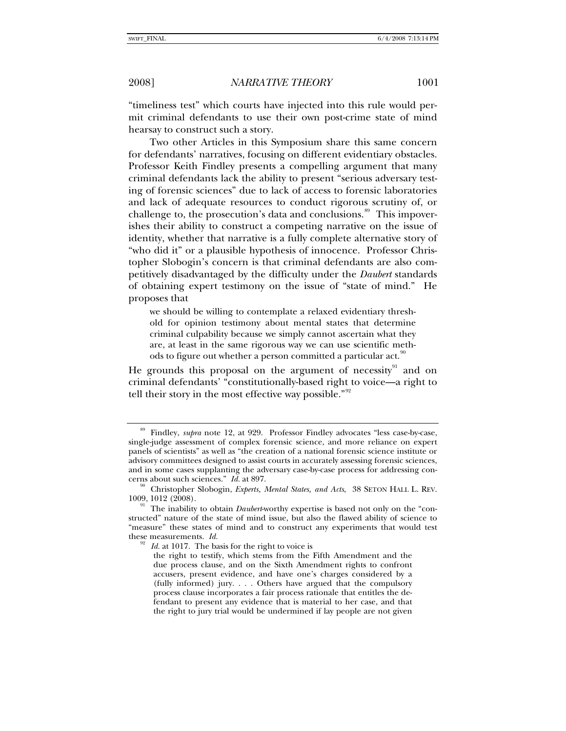"timeliness test" which courts have injected into this rule would permit criminal defendants to use their own post-crime state of mind hearsay to construct such a story.

Two other Articles in this Symposium share this same concern for defendants' narratives, focusing on different evidentiary obstacles. Professor Keith Findley presents a compelling argument that many criminal defendants lack the ability to present "serious adversary testing of forensic sciences" due to lack of access to forensic laboratories and lack of adequate resources to conduct rigorous scrutiny of, or challenge to, the prosecution's data and conclusions.[89] This impoverishes their ability to construct a competing narrative on the issue of identity, whether that narrative is a fully complete alternative story of "who did it" or a plausible hypothesis of innocence. Professor Christopher Slobogin's concern is that criminal defendants are also competitively disadvantaged by the difficulty under the *Daubert* standards of obtaining expert testimony on the issue of "state of mind." He proposes that

> we should be willing to contemplate a relaxed evidentiary threshold for opinion testimony about mental states that determine criminal culpability because we simply cannot ascertain what they are, at least in the same rigorous way we can use scientific methods to figure out whether a person committed a particular act.[90]

He grounds this proposal on the argument of necessity[91] and on criminal defendants' "constitutionally-based right to voice—a right to tell their story in the most effective way possible."[92]

---

[89] Findley, *supra* note 12, at 929. Professor Findley advocates "less case-by-case, single-judge assessment of complex forensic science, and more reliance on expert panels of scientists" as well as "the creation of a national forensic science institute or advisory committees designed to assist courts in accurately assessing forensic sciences, and in some cases supplanting the adversary case-by-case process for addressing concerns about such sciences." *Id.* at 897.

[90] Christopher Slobogin, *Experts, Mental States, and Acts*, 38 SETON HALL L. REV. 1009, 1012 (2008).

[91] The inability to obtain *Daubert*-worthy expertise is based not only on the "constructed" nature of the state of mind issue, but also the flawed ability of science to "measure" these states of mind and to construct any experiments that would test these measurements. *Id.*

[92] *Id.* at 1017. The basis for the right to voice is

> the right to testify, which stems from the Fifth Amendment and the due process clause, and on the Sixth Amendment rights to confront accusers, present evidence, and have one's charges considered by a (fully informed) jury. . . . Others have argued that the compulsory process clause incorporates a fair process rationale that entitles the defendant to present any evidence that is material to her case, and that the right to jury trial would be undermined if lay people are not given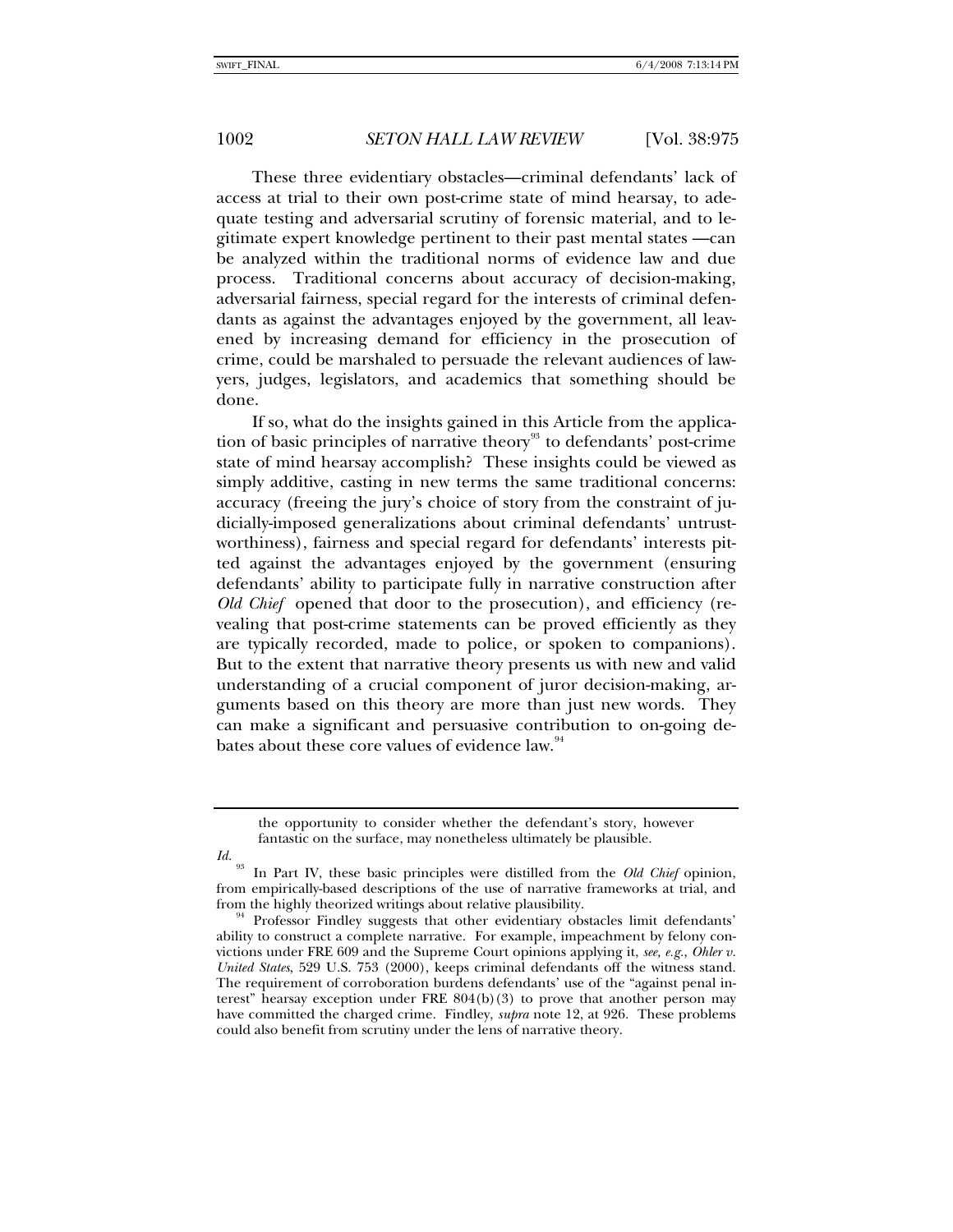These three evidentiary obstacles—criminal defendants' lack of access at trial to their own post-crime state of mind hearsay, to adequate testing and adversarial scrutiny of forensic material, and to legitimate expert knowledge pertinent to their past mental states —can be analyzed within the traditional norms of evidence law and due process. Traditional concerns about accuracy of decision-making, adversarial fairness, special regard for the interests of criminal defendants as against the advantages enjoyed by the government, all leavened by increasing demand for efficiency in the prosecution of crime, could be marshaled to persuade the relevant audiences of lawyers, judges, legislators, and academics that something should be done.

If so, what do the insights gained in this Article from the application of basic principles of narrative theory[93] to defendants' post-crime state of mind hearsay accomplish? These insights could be viewed as simply additive, casting in new terms the same traditional concerns: accuracy (freeing the jury's choice of story from the constraint of judicially-imposed generalizations about criminal defendants' untrustworthiness), fairness and special regard for defendants' interests pitted against the advantages enjoyed by the government (ensuring defendants' ability to participate fully in narrative construction after *Old Chief* opened that door to the prosecution), and efficiency (revealing that post-crime statements can be proved efficiently as they are typically recorded, made to police, or spoken to companions). But to the extent that narrative theory presents us with new and valid understanding of a crucial component of juror decision-making, arguments based on this theory are more than just new words. They can make a significant and persuasive contribution to on-going debates about these core values of evidence law.[94]

---

> the opportunity to consider whether the defendant's story, however fantastic on the surface, may nonetheless ultimately be plausible.

*Id.*

[93] In Part IV, these basic principles were distilled from the *Old Chief* opinion, from empirically-based descriptions of the use of narrative frameworks at trial, and from the highly theorized writings about relative plausibility.

[94] Professor Findley suggests that other evidentiary obstacles limit defendants' ability to construct a complete narrative. For example, impeachment by felony convictions under FRE 609 and the Supreme Court opinions applying it, *see, e.g.*, *Ohler v. United States*, 529 U.S. 753 (2000), keeps criminal defendants off the witness stand. The requirement of corroboration burdens defendants' use of the "against penal interest" hearsay exception under FRE 804(b)(3) to prove that another person may have committed the charged crime. Findley, *supra* note 12, at 926. These problems could also benefit from scrutiny under the lens of narrative theory.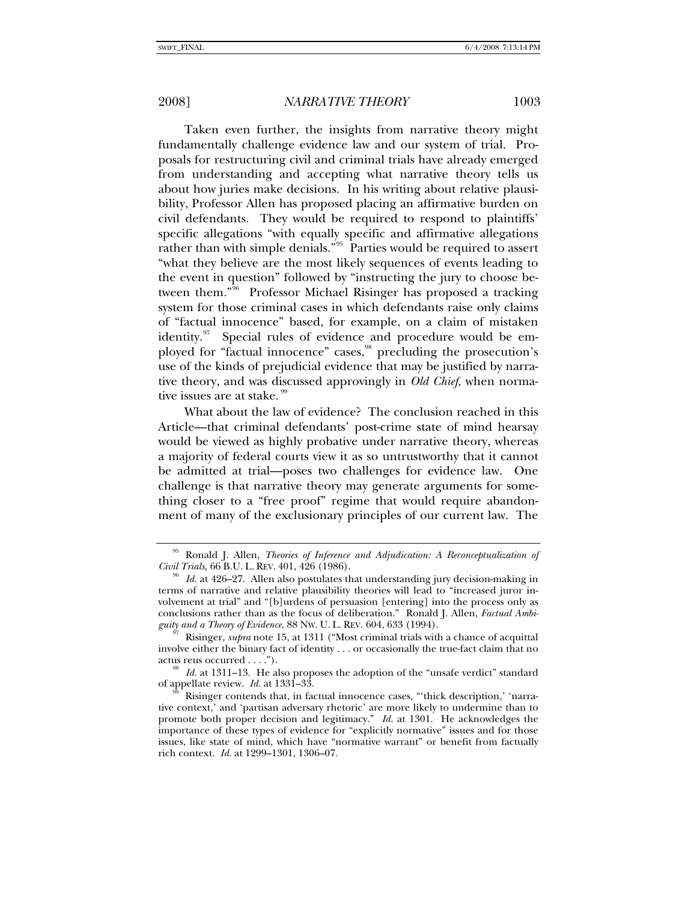Taken even further, the insights from narrative theory might fundamentally challenge evidence law and our system of trial. Proposals for restructuring civil and criminal trials have already emerged from understanding and accepting what narrative theory tells us about how juries make decisions. In his writing about relative plausibility, Professor Allen has proposed placing an affirmative burden on civil defendants. They would be required to respond to plaintiffs' specific allegations "with equally specific and affirmative allegations rather than with simple denials."[95] Parties would be required to assert "what they believe are the most likely sequences of events leading to the event in question" followed by "instructing the jury to choose between them."[96] Professor Michael Risinger has proposed a tracking system for those criminal cases in which defendants raise only claims of "factual innocence" based, for example, on a claim of mistaken identity.[97] Special rules of evidence and procedure would be employed for "factual innocence" cases,[98] precluding the prosecution's use of the kinds of prejudicial evidence that may be justified by narrative theory, and was discussed approvingly in *Old Chief*, when normative issues are at stake.[99]

What about the law of evidence? The conclusion reached in this Article—that criminal defendants' post-crime state of mind hearsay would be viewed as highly probative under narrative theory, whereas a majority of federal courts view it as so untrustworthy that it cannot be admitted at trial—poses two challenges for evidence law. One challenge is that narrative theory may generate arguments for something closer to a "free proof" regime that would require abandonment of many of the exclusionary principles of our current law. The

---

[95] Ronald J. Allen, *Theories of Inference and Adjudication: A Reconceptualization of Civil Trials*, 66 B.U. L. REV. 401, 426 (1986).

[96] *Id.* at 426–27. Allen also postulates that understanding jury decision-making in terms of narrative and relative plausibility theories will lead to "increased juror involvement at trial" and "[b]urdens of persuasion [entering] into the process only as conclusions rather than as the focus of deliberation." Ronald J. Allen, *Factual Ambiguity and a Theory of Evidence*, 88 NW. U. L. REV. 604, 633 (1994).

[97] Risinger, *supra* note 15, at 1311 ("Most criminal trials with a chance of acquittal involve either the binary fact of identity . . . or occasionally the true-fact claim that no actus reus occurred . . . .").

[98] *Id.* at 1311–13. He also proposes the adoption of the "unsafe verdict" standard of appellate review. *Id.* at 1331–33.

[99] Risinger contends that, in factual innocence cases, "'thick description,' 'narrative context,' and 'partisan adversary rhetoric' are more likely to undermine than to promote both proper decision and legitimacy." *Id.* at 1301. He acknowledges the importance of these types of evidence for "explicitly normative" issues and for those issues, like state of mind, which have "normative warrant" or benefit from factually rich context. *Id.* at 1299–1301, 1306–07.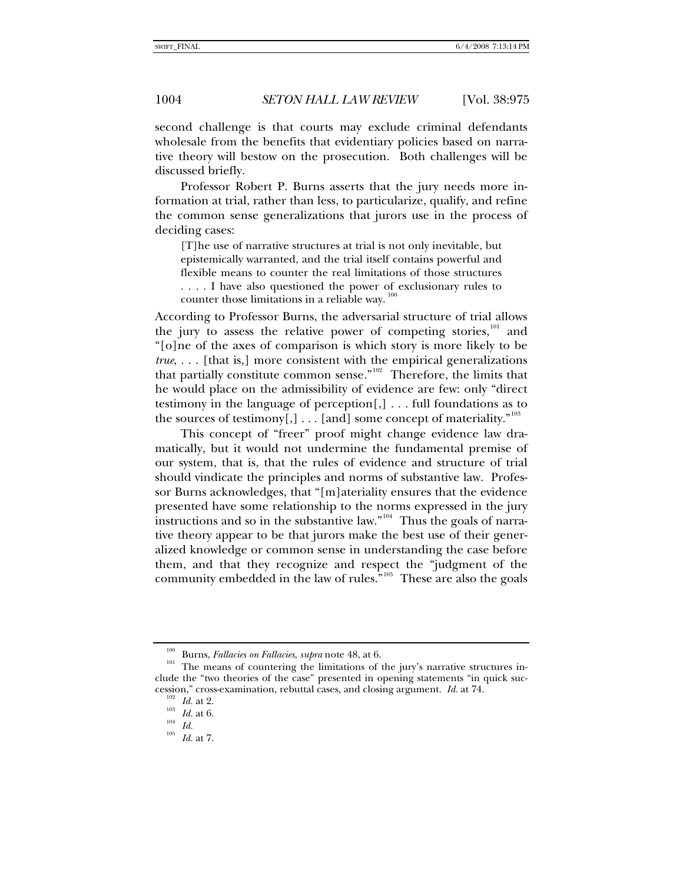second challenge is that courts may exclude criminal defendants wholesale from the benefits that evidentiary policies based on narrative theory will bestow on the prosecution. Both challenges will be discussed briefly.

Professor Robert P. Burns asserts that the jury needs more information at trial, rather than less, to particularize, qualify, and refine the common sense generalizations that jurors use in the process of deciding cases:

> [T]he use of narrative structures at trial is not only inevitable, but epistemically warranted, and the trial itself contains powerful and flexible means to counter the real limitations of those structures . . . . I have also questioned the power of exclusionary rules to counter those limitations in a reliable way.[100]

According to Professor Burns, the adversarial structure of trial allows the jury to assess the relative power of competing stories,[101] and "[o]ne of the axes of comparison is which story is more likely to be *true*, . . . [that is,] more consistent with the empirical generalizations that partially constitute common sense."[102] Therefore, the limits that he would place on the admissibility of evidence are few: only "direct testimony in the language of perception[,] . . . full foundations as to the sources of testimony[,] . . . [and] some concept of materiality."[103]

This concept of "freer" proof might change evidence law dramatically, but it would not undermine the fundamental premise of our system, that is, that the rules of evidence and structure of trial should vindicate the principles and norms of substantive law. Professor Burns acknowledges, that "[m]ateriality ensures that the evidence presented have some relationship to the norms expressed in the jury instructions and so in the substantive law."[104] Thus the goals of narrative theory appear to be that jurors make the best use of their generalized knowledge or common sense in understanding the case before them, and that they recognize and respect the "judgment of the community embedded in the law of rules."[105] These are also the goals

---

[100] Burns, *Fallacies on Fallacies*, *supra* note 48, at 6.

[101] The means of countering the limitations of the jury's narrative structures include the "two theories of the case" presented in opening statements "in quick succession," cross-examination, rebuttal cases, and closing argument. *Id.* at 74.

[102] *Id.* at 2.

[103] *Id.* at 6.

[104] *Id.*

[105] *Id.* at 7.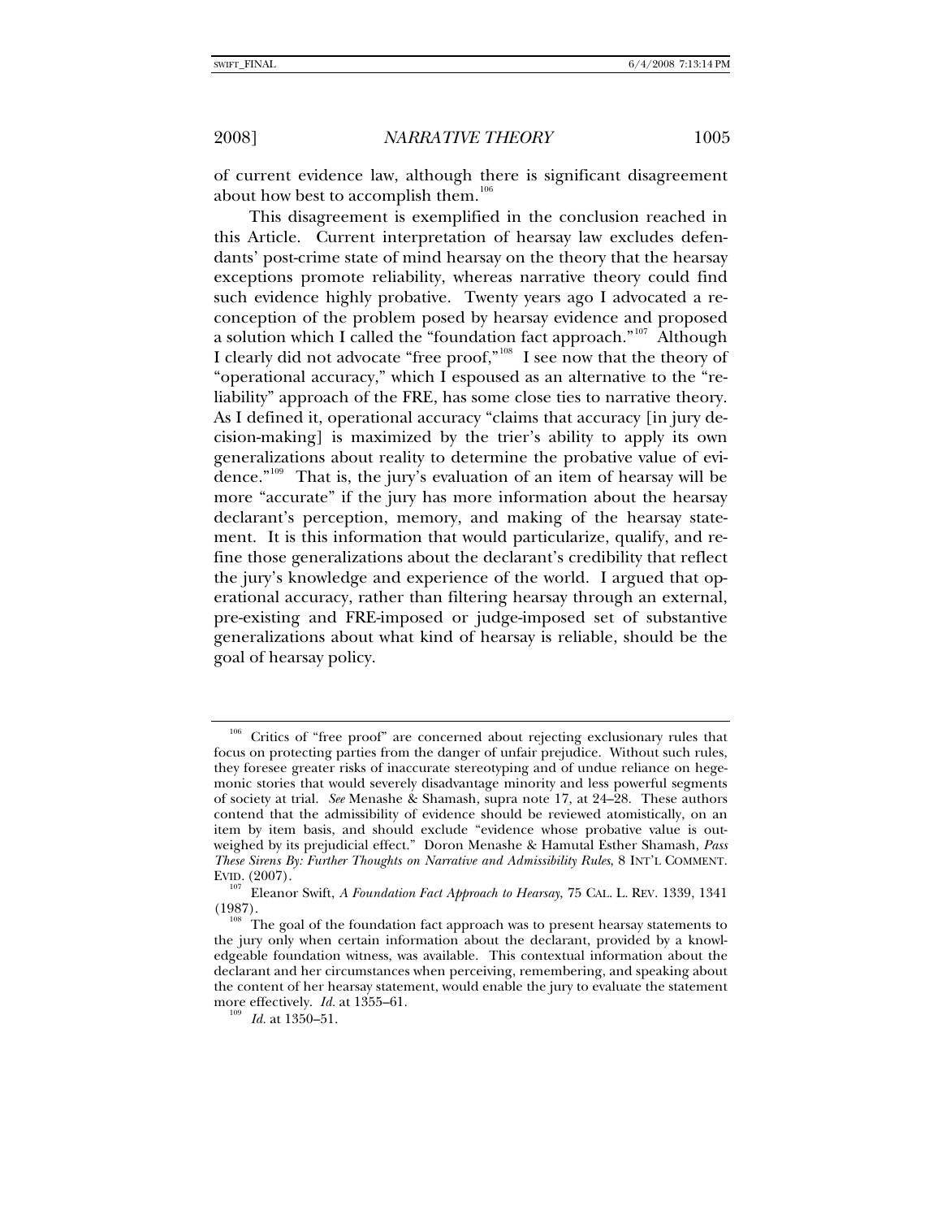of current evidence law, although there is significant disagreement about how best to accomplish them.[106]

This disagreement is exemplified in the conclusion reached in this Article. Current interpretation of hearsay law excludes defendants' post-crime state of mind hearsay on the theory that the hearsay exceptions promote reliability, whereas narrative theory could find such evidence highly probative. Twenty years ago I advocated a reconception of the problem posed by hearsay evidence and proposed a solution which I called the "foundation fact approach."[107] Although I clearly did not advocate "free proof,"[108] I see now that the theory of "operational accuracy," which I espoused as an alternative to the "reliability" approach of the FRE, has some close ties to narrative theory. As I defined it, operational accuracy "claims that accuracy [in jury decision-making] is maximized by the trier's ability to apply its own generalizations about reality to determine the probative value of evidence."[109] That is, the jury's evaluation of an item of hearsay will be more "accurate" if the jury has more information about the hearsay declarant's perception, memory, and making of the hearsay statement. It is this information that would particularize, qualify, and refine those generalizations about the declarant's credibility that reflect the jury's knowledge and experience of the world. I argued that operational accuracy, rather than filtering hearsay through an external, pre-existing and FRE-imposed or judge-imposed set of substantive generalizations about what kind of hearsay is reliable, should be the goal of hearsay policy.

---

[106] Critics of "free proof" are concerned about rejecting exclusionary rules that focus on protecting parties from the danger of unfair prejudice. Without such rules, they foresee greater risks of inaccurate stereotyping and of undue reliance on hegemonic stories that would severely disadvantage minority and less powerful segments of society at trial. *See* Menashe & Shamash, supra note 17, at 24–28. These authors contend that the admissibility of evidence should be reviewed atomistically, on an item by item basis, and should exclude "evidence whose probative value is outweighed by its prejudicial effect." Doron Menashe & Hamutal Esther Shamash, *Pass These Sirens By: Further Thoughts on Narrative and Admissibility Rules*, 8 INT'L COMMENT. EVID. (2007).

[107] Eleanor Swift, *A Foundation Fact Approach to Hearsay*, 75 CAL. L. REV. 1339, 1341 (1987).

[108] The goal of the foundation fact approach was to present hearsay statements to the jury only when certain information about the declarant, provided by a knowledgeable foundation witness, was available. This contextual information about the declarant and her circumstances when perceiving, remembering, and speaking about the content of her hearsay statement, would enable the jury to evaluate the statement more effectively. *Id.* at 1355–61.

[109] *Id.* at 1350–51.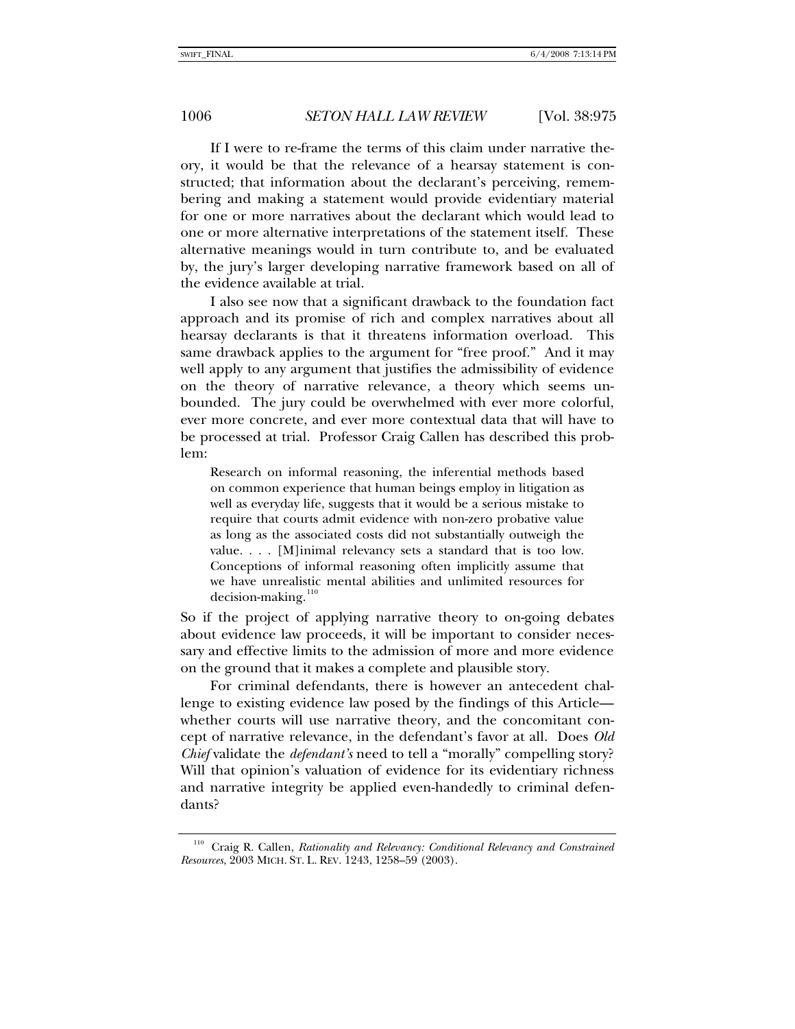If I were to re-frame the terms of this claim under narrative theory, it would be that the relevance of a hearsay statement is constructed; that information about the declarant's perceiving, remembering and making a statement would provide evidentiary material for one or more narratives about the declarant which would lead to one or more alternative interpretations of the statement itself. These alternative meanings would in turn contribute to, and be evaluated by, the jury's larger developing narrative framework based on all of the evidence available at trial.

I also see now that a significant drawback to the foundation fact approach and its promise of rich and complex narratives about all hearsay declarants is that it threatens information overload. This same drawback applies to the argument for "free proof." And it may well apply to any argument that justifies the admissibility of evidence on the theory of narrative relevance, a theory which seems unbounded. The jury could be overwhelmed with ever more colorful, ever more concrete, and ever more contextual data that will have to be processed at trial. Professor Craig Callen has described this problem:

> Research on informal reasoning, the inferential methods based on common experience that human beings employ in litigation as well as everyday life, suggests that it would be a serious mistake to require that courts admit evidence with non-zero probative value as long as the associated costs did not substantially outweigh the value. . . . [M]inimal relevancy sets a standard that is too low. Conceptions of informal reasoning often implicitly assume that we have unrealistic mental abilities and unlimited resources for decision-making.[110]

So if the project of applying narrative theory to on-going debates about evidence law proceeds, it will be important to consider necessary and effective limits to the admission of more and more evidence on the ground that it makes a complete and plausible story.

For criminal defendants, there is however an antecedent challenge to existing evidence law posed by the findings of this Article—whether courts will use narrative theory, and the concomitant concept of narrative relevance, in the defendant's favor at all. Does *Old Chief* validate the *defendant's* need to tell a "morally" compelling story? Will that opinion's valuation of evidence for its evidentiary richness and narrative integrity be applied even-handedly to criminal defendants?

---

[110] Craig R. Callen, *Rationality and Relevancy: Conditional Relevancy and Constrained Resources*, 2003 MICH. ST. L. REV. 1243, 1258–59 (2003).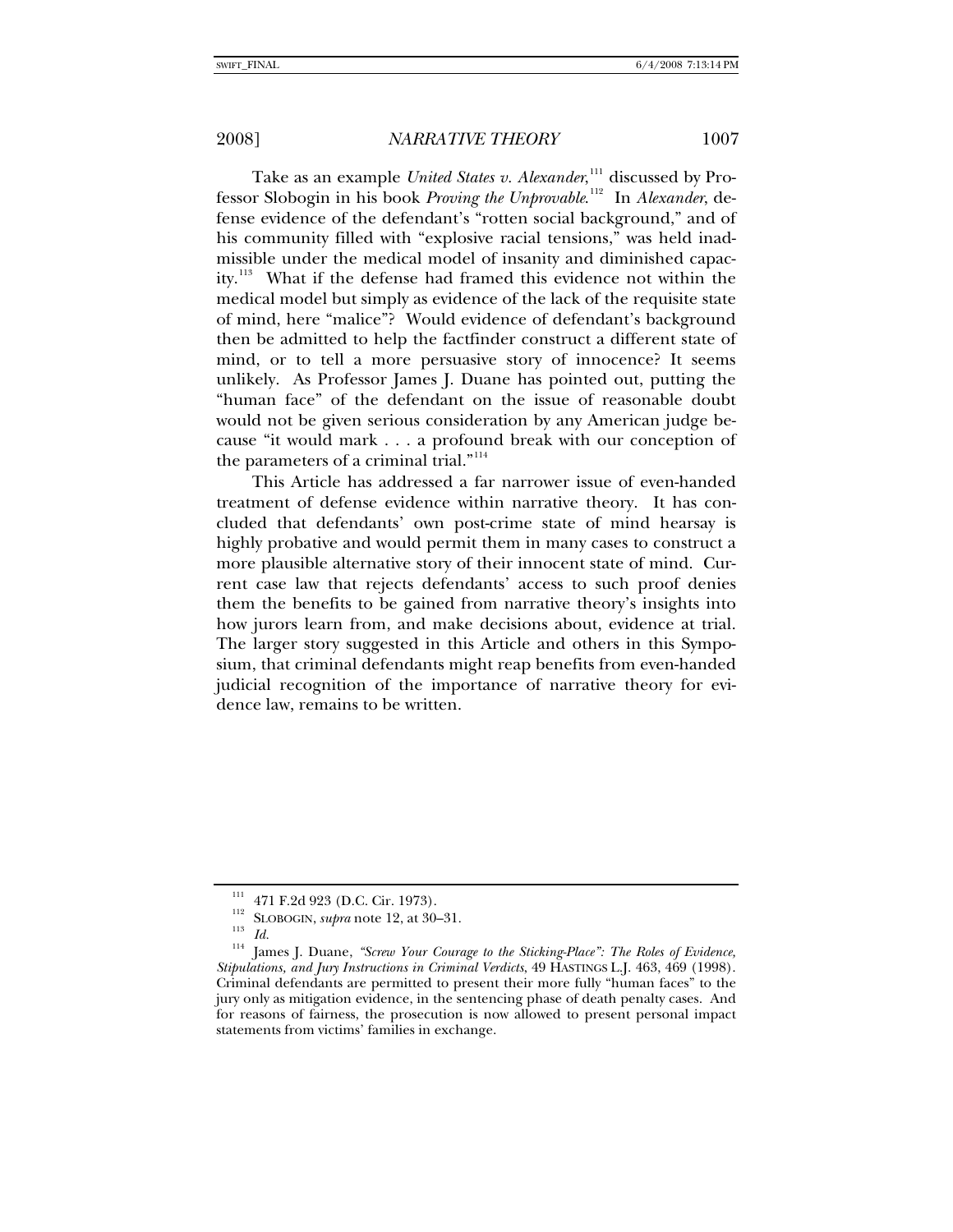Take as an example *United States v. Alexander*,[111] discussed by Professor Slobogin in his book *Proving the Unprovable*.[112] In *Alexander*, defense evidence of the defendant's "rotten social background," and of his community filled with "explosive racial tensions," was held inadmissible under the medical model of insanity and diminished capacity.[113] What if the defense had framed this evidence not within the medical model but simply as evidence of the lack of the requisite state of mind, here "malice"? Would evidence of defendant's background then be admitted to help the factfinder construct a different state of mind, or to tell a more persuasive story of innocence? It seems unlikely. As Professor James J. Duane has pointed out, putting the "human face" of the defendant on the issue of reasonable doubt would not be given serious consideration by any American judge because "it would mark . . . a profound break with our conception of the parameters of a criminal trial."[114]

This Article has addressed a far narrower issue of even-handed treatment of defense evidence within narrative theory. It has concluded that defendants' own post-crime state of mind hearsay is highly probative and would permit them in many cases to construct a more plausible alternative story of their innocent state of mind. Current case law that rejects defendants' access to such proof denies them the benefits to be gained from narrative theory's insights into how jurors learn from, and make decisions about, evidence at trial. The larger story suggested in this Article and others in this Symposium, that criminal defendants might reap benefits from even-handed judicial recognition of the importance of narrative theory for evidence law, remains to be written.

---

[111] 471 F.2d 923 (D.C. Cir. 1973).

[112] SLOBOGIN, *supra* note 12, at 30–31.

[113] *Id.*

[114] James J. Duane, *"Screw Your Courage to the Sticking-Place": The Roles of Evidence, Stipulations, and Jury Instructions in Criminal Verdicts*, 49 HASTINGS L.J. 463, 469 (1998). Criminal defendants are permitted to present their more fully "human faces" to the jury only as mitigation evidence, in the sentencing phase of death penalty cases. And for reasons of fairness, the prosecution is now allowed to present personal impact statements from victims' families in exchange.